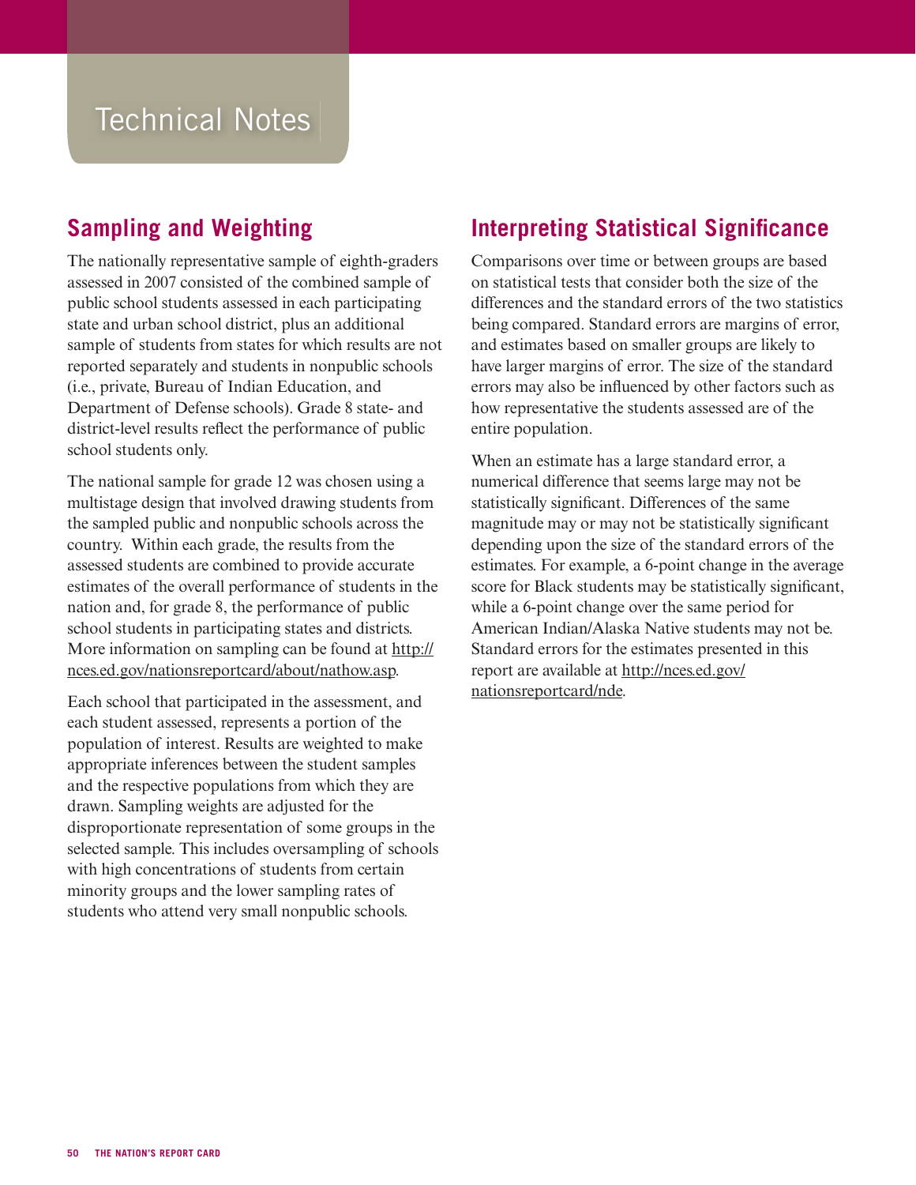# Technical Notes

## Sampling and Weighting

The nationally representative sample of eighth-graders assessed in 2007 consisted of the combined sample of public school students assessed in each participating state and urban school district, plus an additional sample of students from states for which results are not reported separately and students in nonpublic schools (i.e., private, Bureau of Indian Education, and Department of Defense schools). Grade 8 state- and district-level results reflect the performance of public school students only.

The national sample for grade 12 was chosen using a multistage design that involved drawing students from the sampled public and nonpublic schools across the country. Within each grade, the results from the assessed students are combined to provide accurate estimates of the overall performance of students in the nation and, for grade 8, the performance of public school students in participating states and districts. More information on sampling can be found at http://nces.ed.gov/nationsreportcard/about/nathow.asp.

Each school that participated in the assessment, and each student assessed, represents a portion of the population of interest. Results are weighted to make appropriate inferences between the student samples and the respective populations from which they are drawn. Sampling weights are adjusted for the disproportionate representation of some groups in the selected sample. This includes oversampling of schools with high concentrations of students from certain minority groups and the lower sampling rates of students who attend very small nonpublic schools.

## Interpreting Statistical Significance

Comparisons over time or between groups are based on statistical tests that consider both the size of the differences and the standard errors of the two statistics being compared. Standard errors are margins of error, and estimates based on smaller groups are likely to have larger margins of error. The size of the standard errors may also be influenced by other factors such as how representative the students assessed are of the entire population.

When an estimate has a large standard error, a numerical difference that seems large may not be statistically significant. Differences of the same magnitude may or may not be statistically significant depending upon the size of the standard errors of the estimates. For example, a 6-point change in the average score for Black students may be statistically significant, while a 6-point change over the same period for American Indian/Alaska Native students may not be. Standard errors for the estimates presented in this report are available at http://nces.ed.gov/nationsreportcard/nde.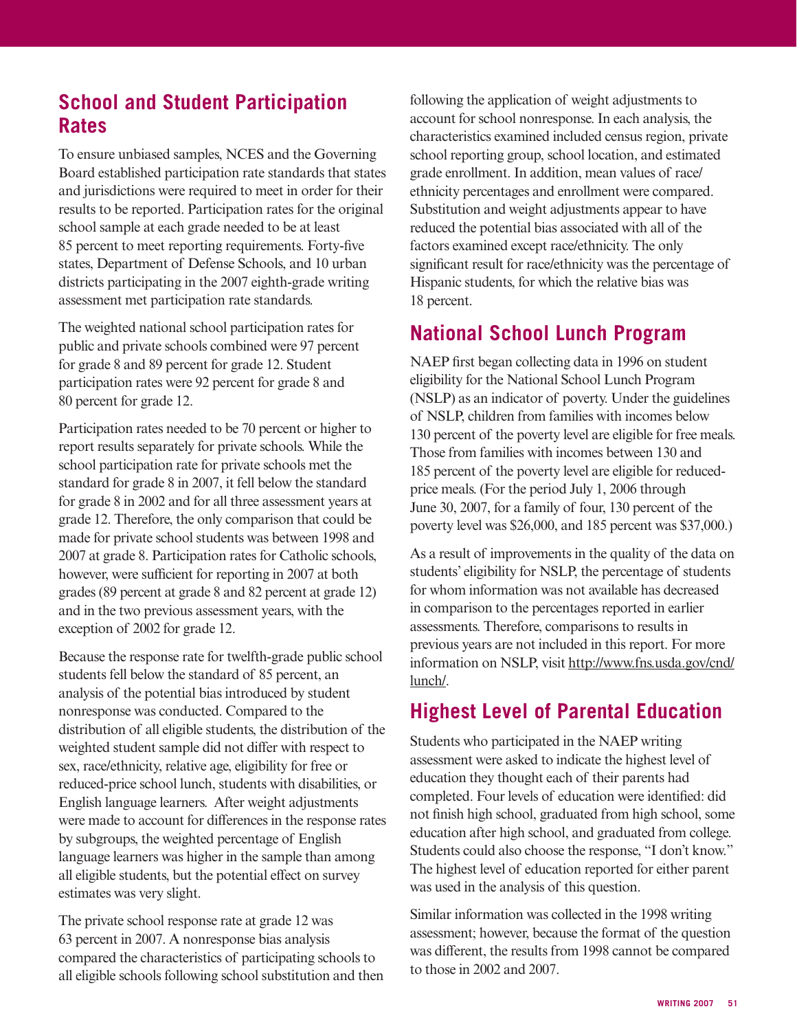## School and Student Participation Rates

To ensure unbiased samples, NCES and the Governing Board established participation rate standards that states and jurisdictions were required to meet in order for their results to be reported. Participation rates for the original school sample at each grade needed to be at least 85 percent to meet reporting requirements. Forty-five states, Department of Defense Schools, and 10 urban districts participating in the 2007 eighth-grade writing assessment met participation rate standards.

The weighted national school participation rates for public and private schools combined were 97 percent for grade 8 and 89 percent for grade 12. Student participation rates were 92 percent for grade 8 and 80 percent for grade 12.

Participation rates needed to be 70 percent or higher to report results separately for private schools. While the school participation rate for private schools met the standard for grade 8 in 2007, it fell below the standard for grade 8 in 2002 and for all three assessment years at grade 12. Therefore, the only comparison that could be made for private school students was between 1998 and 2007 at grade 8. Participation rates for Catholic schools, however, were sufficient for reporting in 2007 at both grades (89 percent at grade 8 and 82 percent at grade 12) and in the two previous assessment years, with the exception of 2002 for grade 12.

Because the response rate for twelfth-grade public school students fell below the standard of 85 percent, an analysis of the potential bias introduced by student nonresponse was conducted. Compared to the distribution of all eligible students, the distribution of the weighted student sample did not differ with respect to sex, race/ethnicity, relative age, eligibility for free or reduced-price school lunch, students with disabilities, or English language learners. After weight adjustments were made to account for differences in the response rates by subgroups, the weighted percentage of English language learners was higher in the sample than among all eligible students, but the potential effect on survey estimates was very slight.

The private school response rate at grade 12 was 63 percent in 2007. A nonresponse bias analysis compared the characteristics of participating schools to all eligible schools following school substitution and then following the application of weight adjustments to account for school nonresponse. In each analysis, the characteristics examined included census region, private school reporting group, school location, and estimated grade enrollment. In addition, mean values of race/ethnicity percentages and enrollment were compared. Substitution and weight adjustments appear to have reduced the potential bias associated with all of the factors examined except race/ethnicity. The only significant result for race/ethnicity was the percentage of Hispanic students, for which the relative bias was 18 percent.

## National School Lunch Program

NAEP first began collecting data in 1996 on student eligibility for the National School Lunch Program (NSLP) as an indicator of poverty. Under the guidelines of NSLP, children from families with incomes below 130 percent of the poverty level are eligible for free meals. Those from families with incomes between 130 and 185 percent of the poverty level are eligible for reduced-price meals. (For the period July 1, 2006 through June 30, 2007, for a family of four, 130 percent of the poverty level was $26,000, and 185 percent was $37,000.)

As a result of improvements in the quality of the data on students' eligibility for NSLP, the percentage of students for whom information was not available has decreased in comparison to the percentages reported in earlier assessments. Therefore, comparisons to results in previous years are not included in this report. For more information on NSLP, visit http://www.fns.usda.gov/cnd/lunch/.

## Highest Level of Parental Education

Students who participated in the NAEP writing assessment were asked to indicate the highest level of education they thought each of their parents had completed. Four levels of education were identified: did not finish high school, graduated from high school, some education after high school, and graduated from college. Students could also choose the response, "I don't know." The highest level of education reported for either parent was used in the analysis of this question.

Similar information was collected in the 1998 writing assessment; however, because the format of the question was different, the results from 1998 cannot be compared to those in 2002 and 2007.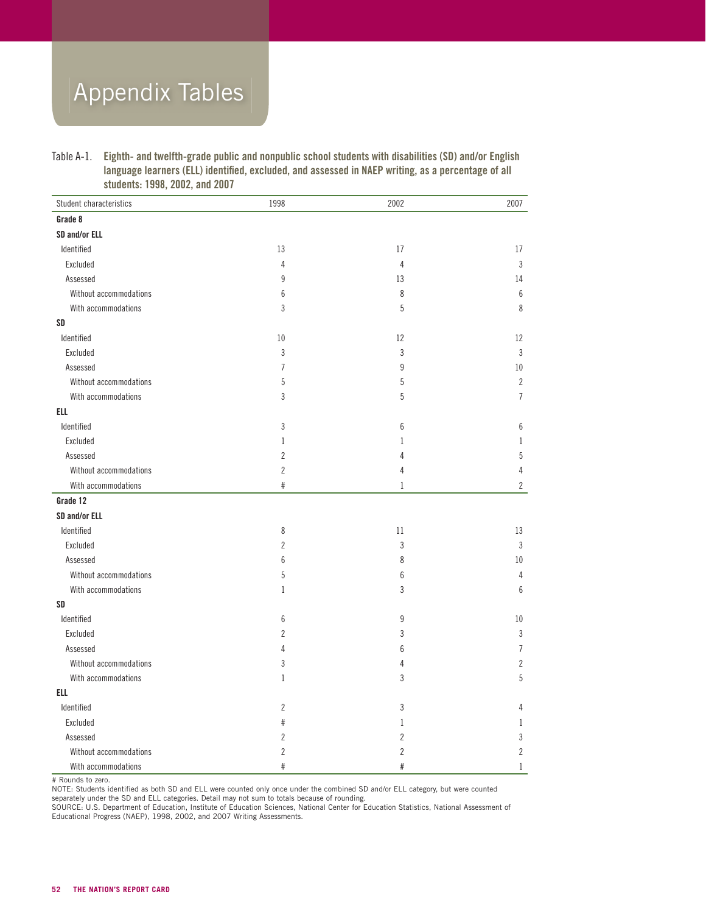# Appendix Tables

Table A-1. **Eighth- and twelfth-grade public and nonpublic school students with disabilities (SD) and/or English language learners (ELL) identified, excluded, and assessed in NAEP writing, as a percentage of all students: 1998, 2002, and 2007**

| Student characteristics | 1998 | 2002 | 2007 |
|---|---|---|---|
| **Grade 8** | | | |
| **SD and/or ELL** | | | |
| Identified | 13 | 17 | 17 |
| Excluded | 4 | 4 | 3 |
| Assessed | 9 | 13 | 14 |
| Without accommodations | 6 | 8 | 6 |
| With accommodations | 3 | 5 | 8 |
| **SD** | | | |
| Identified | 10 | 12 | 12 |
| Excluded | 3 | 3 | 3 |
| Assessed | 7 | 9 | 10 |
| Without accommodations | 5 | 5 | 2 |
| With accommodations | 3 | 5 | 7 |
| **ELL** | | | |
| Identified | 3 | 6 | 6 |
| Excluded | 1 | 1 | 1 |
| Assessed | 2 | 4 | 5 |
| Without accommodations | 2 | 4 | 4 |
| With accommodations | # | 1 | 2 |
| **Grade 12** | | | |
| **SD and/or ELL** | | | |
| Identified | 8 | 11 | 13 |
| Excluded | 2 | 3 | 3 |
| Assessed | 6 | 8 | 10 |
| Without accommodations | 5 | 6 | 4 |
| With accommodations | 1 | 3 | 6 |
| **SD** | | | |
| Identified | 6 | 9 | 10 |
| Excluded | 2 | 3 | 3 |
| Assessed | 4 | 6 | 7 |
| Without accommodations | 3 | 4 | 2 |
| With accommodations | 1 | 3 | 5 |
| **ELL** | | | |
| Identified | 2 | 3 | 4 |
| Excluded | # | 1 | 1 |
| Assessed | 2 | 2 | 3 |
| Without accommodations | 2 | 2 | 2 |
| With accommodations | # | # | 1 |

# Rounds to zero.

NOTE: Students identified as both SD and ELL were counted only once under the combined SD and/or ELL category, but were counted separately under the SD and ELL categories. Detail may not sum to totals because of rounding.

SOURCE: U.S. Department of Education, Institute of Education Sciences, National Center for Education Statistics, National Assessment of Educational Progress (NAEP), 1998, 2002, and 2007 Writing Assessments.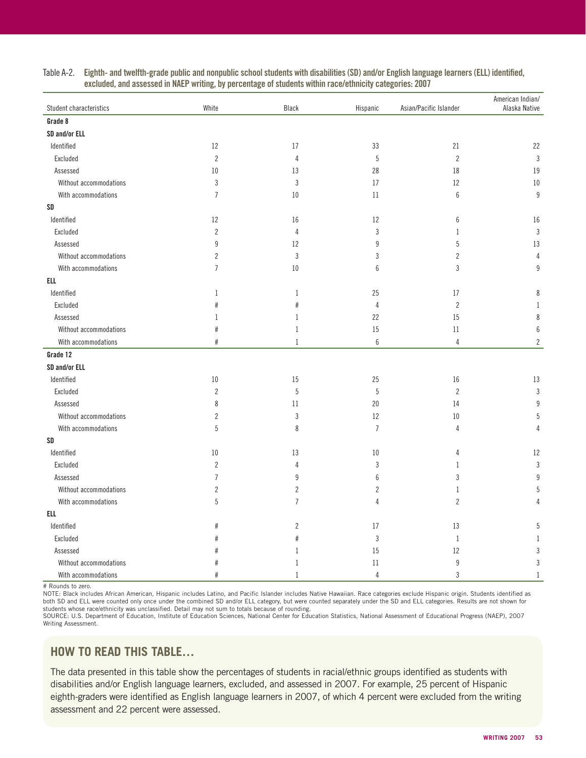Table A-2. **Eighth- and twelfth-grade public and nonpublic school students with disabilities (SD) and/or English language learners (ELL) identified, excluded, and assessed in NAEP writing, by percentage of students within race/ethnicity categories: 2007**

| Student characteristics | White | Black | Hispanic | Asian/Pacific Islander | American Indian/ Alaska Native |
|---|---|---|---|---|---|
| **Grade 8** | | | | | |
| **SD and/or ELL** | | | | | |
| Identified | 12 | 17 | 33 | 21 | 22 |
| Excluded | 2 | 4 | 5 | 2 | 3 |
| Assessed | 10 | 13 | 28 | 18 | 19 |
| Without accommodations | 3 | 3 | 17 | 12 | 10 |
| With accommodations | 7 | 10 | 11 | 6 | 9 |
| **SD** | | | | | |
| Identified | 12 | 16 | 12 | 6 | 16 |
| Excluded | 2 | 4 | 3 | 1 | 3 |
| Assessed | 9 | 12 | 9 | 5 | 13 |
| Without accommodations | 2 | 3 | 3 | 2 | 4 |
| With accommodations | 7 | 10 | 6 | 3 | 9 |
| **ELL** | | | | | |
| Identified | 1 | 1 | 25 | 17 | 8 |
| Excluded | # | # | 4 | 2 | 1 |
| Assessed | 1 | 1 | 22 | 15 | 8 |
| Without accommodations | # | 1 | 15 | 11 | 6 |
| With accommodations | # | 1 | 6 | 4 | 2 |
| **Grade 12** | | | | | |
| **SD and/or ELL** | | | | | |
| Identified | 10 | 15 | 25 | 16 | 13 |
| Excluded | 2 | 5 | 5 | 2 | 3 |
| Assessed | 8 | 11 | 20 | 14 | 9 |
| Without accommodations | 2 | 3 | 12 | 10 | 5 |
| With accommodations | 5 | 8 | 7 | 4 | 4 |
| **SD** | | | | | |
| Identified | 10 | 13 | 10 | 4 | 12 |
| Excluded | 2 | 4 | 3 | 1 | 3 |
| Assessed | 7 | 9 | 6 | 3 | 9 |
| Without accommodations | 2 | 2 | 2 | 1 | 5 |
| With accommodations | 5 | 7 | 4 | 2 | 4 |
| **ELL** | | | | | |
| Identified | # | 2 | 17 | 13 | 5 |
| Excluded | # | # | 3 | 1 | 1 |
| Assessed | # | 1 | 15 | 12 | 3 |
| Without accommodations | # | 1 | 11 | 9 | 3 |
| With accommodations | # | 1 | 4 | 3 | 1 |

# Rounds to zero.

NOTE: Black includes African American, Hispanic includes Latino, and Pacific Islander includes Native Hawaiian. Race categories exclude Hispanic origin. Students identified as both SD and ELL were counted only once under the combined SD and/or ELL category, but were counted separately under the SD and ELL categories. Results are not shown for students whose race/ethnicity was unclassified. Detail may not sum to totals because of rounding.

SOURCE: U.S. Department of Education, Institute of Education Sciences, National Center for Education Statistics, National Assessment of Educational Progress (NAEP), 2007 Writing Assessment.

## HOW TO READ THIS TABLE…

The data presented in this table show the percentages of students in racial/ethnic groups identified as students with disabilities and/or English language learners, excluded, and assessed in 2007. For example, 25 percent of Hispanic eighth-graders were identified as English language learners in 2007, of which 4 percent were excluded from the writing assessment and 22 percent were assessed.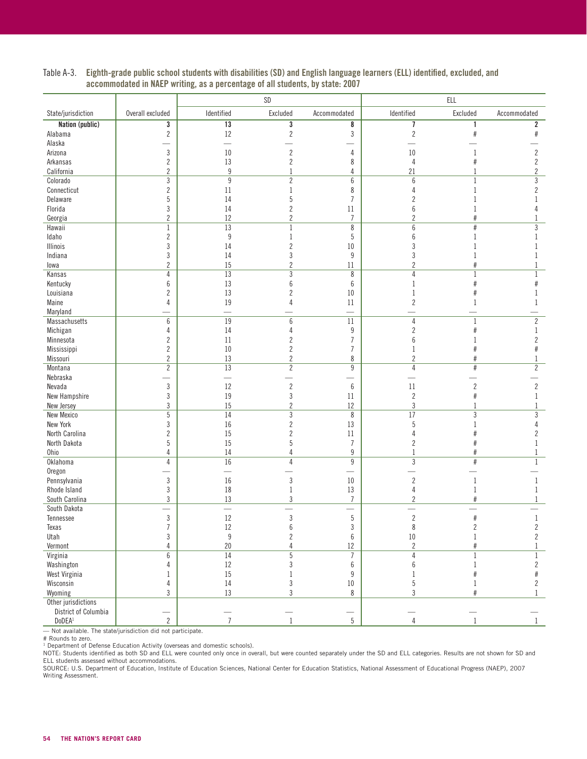Table A-3. **Eighth-grade public school students with disabilities (SD) and English language learners (ELL) identified, excluded, and accommodated in NAEP writing, as a percentage of all students, by state: 2007**

| State/jurisdiction | Overall excluded | SD | | | ELL | | |
|---|---|---|---|---|---|---|---|
| | | Identified | Excluded | Accommodated | Identified | Excluded | Accommodated |
| **Nation (public)** | **3** | **13** | **3** | **8** | **7** | **1** | **2** |
| Alabama | 2 | 12 | 2 | 3 | 2 | # | # |
| Alaska | — | — | — | — | — | — | — |
| Arizona | 3 | 10 | 2 | 4 | 10 | 1 | 2 |
| Arkansas | 2 | 13 | 2 | 8 | 4 | # | 2 |
| California | 2 | 9 | 1 | 4 | 21 | 1 | 2 |
| Colorado | 3 | 9 | 2 | 6 | 6 | 1 | 3 |
| Connecticut | 2 | 11 | 1 | 8 | 4 | 1 | 2 |
| Delaware | 5 | 14 | 5 | 7 | 2 | 1 | 1 |
| Florida | 3 | 14 | 2 | 11 | 6 | 1 | 4 |
| Georgia | 2 | 12 | 2 | 7 | 2 | # | 1 |
| Hawaii | 1 | 13 | 1 | 8 | 6 | # | 3 |
| Idaho | 2 | 9 | 1 | 5 | 6 | 1 | 1 |
| Illinois | 3 | 14 | 2 | 10 | 3 | 1 | 1 |
| Indiana | 3 | 14 | 3 | 9 | 3 | 1 | 1 |
| Iowa | 2 | 15 | 2 | 11 | 2 | # | 1 |
| Kansas | 4 | 13 | 3 | 8 | 4 | 1 | 1 |
| Kentucky | 6 | 13 | 6 | 6 | 1 | # | # |
| Louisiana | 2 | 13 | 2 | 10 | 1 | # | 1 |
| Maine | 4 | 19 | 4 | 11 | 2 | 1 | 1 |
| Maryland | — | — | — | — | — | — | — |
| Massachusetts | 6 | 19 | 6 | 11 | 4 | 1 | 2 |
| Michigan | 4 | 14 | 4 | 9 | 2 | # | 1 |
| Minnesota | 2 | 11 | 2 | 7 | 6 | 1 | 2 |
| Mississippi | 2 | 10 | 2 | 7 | 1 | # | # |
| Missouri | 2 | 13 | 2 | 8 | 2 | # | 1 |
| Montana | 2 | 13 | 2 | 9 | 4 | # | 2 |
| Nebraska | — | — | — | — | — | — | — |
| Nevada | 3 | 12 | 2 | 6 | 11 | 2 | 2 |
| New Hampshire | 3 | 19 | 3 | 11 | 2 | # | 1 |
| New Jersey | 3 | 15 | 2 | 12 | 3 | 1 | 1 |
| New Mexico | 5 | 14 | 3 | 8 | 17 | 3 | 3 |
| New York | 3 | 16 | 2 | 13 | 5 | 1 | 4 |
| North Carolina | 2 | 15 | 2 | 11 | 4 | # | 2 |
| North Dakota | 5 | 15 | 5 | 7 | 2 | # | 1 |
| Ohio | 4 | 14 | 4 | 9 | 1 | # | 1 |
| Oklahoma | 4 | 16 | 4 | 9 | 3 | # | 1 |
| Oregon | — | — | — | — | — | — | — |
| Pennsylvania | 3 | 16 | 3 | 10 | 2 | 1 | 1 |
| Rhode Island | 3 | 18 | 1 | 13 | 4 | 1 | 1 |
| South Carolina | 3 | 13 | 3 | 7 | 2 | # | 1 |
| South Dakota | — | — | — | — | — | — | — |
| Tennessee | 3 | 12 | 3 | 5 | 2 | # | 1 |
| Texas | 7 | 12 | 6 | 3 | 8 | 2 | 2 |
| Utah | 3 | 9 | 2 | 6 | 10 | 1 | 2 |
| Vermont | 4 | 20 | 4 | 12 | 2 | # | 1 |
| Virginia | 6 | 14 | 5 | 7 | 4 | 1 | 1 |
| Washington | 4 | 12 | 3 | 6 | 6 | 1 | 2 |
| West Virginia | 1 | 15 | 1 | 9 | 1 | # | # |
| Wisconsin | 4 | 14 | 3 | 10 | 5 | 1 | 2 |
| Wyoming | 3 | 13 | 3 | 8 | 3 | # | 1 |
| Other jurisdictions | | | | | | | |
| District of Columbia | — | — | — | — | — | — | — |
| DoDEA[1] | 2 | 7 | 1 | 5 | 4 | 1 | 1 |

— Not available. The state/jurisdiction did not participate.

# Rounds to zero.

[1] Department of Defense Education Activity (overseas and domestic schools).

NOTE: Students identified as both SD and ELL were counted only once in overall, but were counted separately under the SD and ELL categories. Results are not shown for SD and ELL students assessed without accommodations.

SOURCE: U.S. Department of Education, Institute of Education Sciences, National Center for Education Statistics, National Assessment of Educational Progress (NAEP), 2007 Writing Assessment.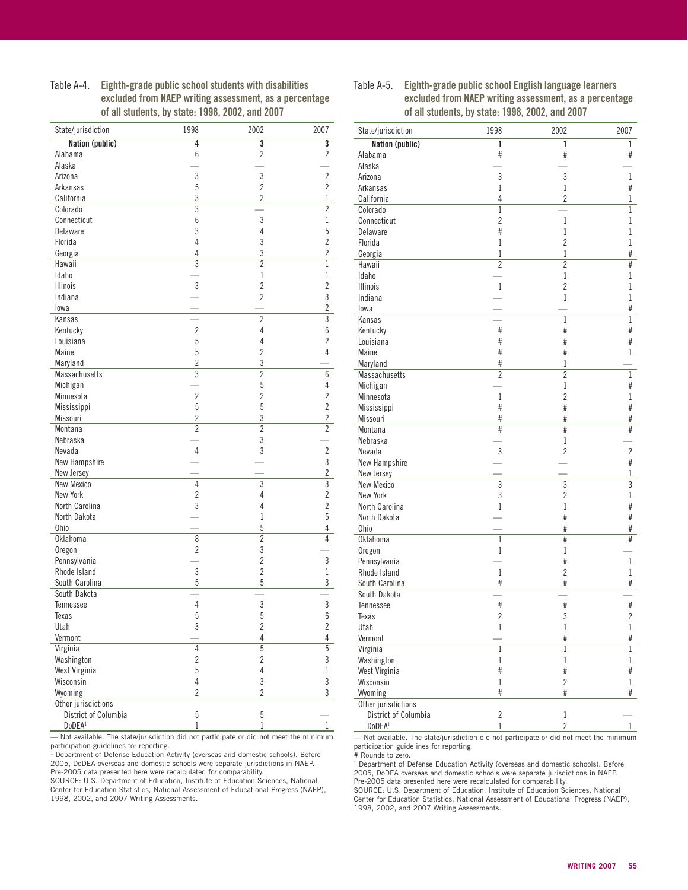Table A-4. **Eighth-grade public school students with disabilities excluded from NAEP writing assessment, as a percentage of all students, by state: 1998, 2002, and 2007**

| State/jurisdiction | 1998 | 2002 | 2007 |
|---|---|---|---|
| **Nation (public)** | **4** | **3** | **3** |
| Alabama | 6 | 2 | 2 |
| Alaska | — | — | — |
| Arizona | 3 | 3 | 2 |
| Arkansas | 5 | 2 | 2 |
| California | 3 | 2 | 1 |
| Colorado | 3 | — | 2 |
| Connecticut | 6 | 3 | 1 |
| Delaware | 3 | 4 | 5 |
| Florida | 4 | 3 | 2 |
| Georgia | 4 | 3 | 2 |
| Hawaii | 3 | 2 | 1 |
| Idaho | — | 1 | 1 |
| Illinois | 3 | 2 | 2 |
| Indiana | — | 2 | 3 |
| Iowa | — | — | 2 |
| Kansas | — | 2 | 3 |
| Kentucky | 2 | 4 | 6 |
| Louisiana | 5 | 4 | 2 |
| Maine | 5 | 2 | 4 |
| Maryland | 2 | 3 | — |
| Massachusetts | 3 | 2 | 6 |
| Michigan | — | 5 | 4 |
| Minnesota | 2 | 2 | 2 |
| Mississippi | 5 | 5 | 2 |
| Missouri | 2 | 3 | 2 |
| Montana | 2 | 2 | 2 |
| Nebraska | — | 3 | — |
| Nevada | 4 | 3 | 2 |
| New Hampshire | — | — | 3 |
| New Jersey | — | — | 2 |
| New Mexico | 4 | 3 | 3 |
| New York | 2 | 4 | 2 |
| North Carolina | 3 | 4 | 2 |
| North Dakota | — | 1 | 5 |
| Ohio | — | 5 | 4 |
| Oklahoma | 8 | 2 | 4 |
| Oregon | 2 | 3 | — |
| Pennsylvania | — | 2 | 3 |
| Rhode Island | 3 | 2 | 1 |
| South Carolina | 5 | 5 | 3 |
| South Dakota | — | — | — |
| Tennessee | 4 | 3 | 3 |
| Texas | 5 | 5 | 6 |
| Utah | 3 | 2 | 2 |
| Vermont | — | 4 | 4 |
| Virginia | 4 | 5 | 5 |
| Washington | 2 | 2 | 3 |
| West Virginia | 5 | 4 | 1 |
| Wisconsin | 4 | 3 | 3 |
| Wyoming | 2 | 2 | 3 |
| Other jurisdictions | | | |
| District of Columbia | 5 | 5 | — |
| DoDEA[1] | 1 | 1 | 1 |

— Not available. The state/jurisdiction did not participate or did not meet the minimum participation guidelines for reporting.

[1] Department of Defense Education Activity (overseas and domestic schools). Before 2005, DoDEA overseas and domestic schools were separate jurisdictions in NAEP. Pre-2005 data presented here were recalculated for comparability.

SOURCE: U.S. Department of Education, Institute of Education Sciences, National Center for Education Statistics, National Assessment of Educational Progress (NAEP), 1998, 2002, and 2007 Writing Assessments.

Table A-5. **Eighth-grade public school English language learners excluded from NAEP writing assessment, as a percentage of all students, by state: 1998, 2002, and 2007**

| State/jurisdiction | 1998 | 2002 | 2007 |
|---|---|---|---|
| **Nation (public)** | **1** | **1** | **1** |
| Alabama | # | # | # |
| Alaska | — | — | — |
| Arizona | 3 | 3 | 1 |
| Arkansas | 1 | 1 | # |
| California | 4 | 2 | 1 |
| Colorado | 1 | — | 1 |
| Connecticut | 2 | 1 | 1 |
| Delaware | # | 1 | 1 |
| Florida | 1 | 2 | 1 |
| Georgia | 1 | 1 | # |
| Hawaii | 2 | 2 | # |
| Idaho | — | 1 | 1 |
| Illinois | 1 | 2 | 1 |
| Indiana | — | 1 | 1 |
| Iowa | — | — | # |
| Kansas | — | 1 | 1 |
| Kentucky | # | # | # |
| Louisiana | # | # | # |
| Maine | # | # | 1 |
| Maryland | # | 1 | — |
| Massachusetts | 2 | 2 | 1 |
| Michigan | — | 1 | # |
| Minnesota | 1 | 2 | 1 |
| Mississippi | # | # | # |
| Missouri | # | # | # |
| Montana | # | # | # |
| Nebraska | — | 1 | — |
| Nevada | 3 | 2 | 2 |
| New Hampshire | — | — | # |
| New Jersey | — | — | 1 |
| New Mexico | 3 | 3 | 3 |
| New York | 3 | 2 | 1 |
| North Carolina | 1 | 1 | # |
| North Dakota | — | # | # |
| Ohio | — | # | # |
| Oklahoma | 1 | # | # |
| Oregon | 1 | 1 | — |
| Pennsylvania | — | # | 1 |
| Rhode Island | 1 | 2 | 1 |
| South Carolina | # | # | # |
| South Dakota | — | — | — |
| Tennessee | # | # | # |
| Texas | 2 | 3 | 2 |
| Utah | 1 | 1 | 1 |
| Vermont | — | # | # |
| Virginia | 1 | 1 | 1 |
| Washington | 1 | 1 | 1 |
| West Virginia | # | # | # |
| Wisconsin | 1 | 2 | 1 |
| Wyoming | # | # | # |
| Other jurisdictions | | | |
| District of Columbia | 2 | 1 | — |
| DoDEA[1] | 1 | 2 | 1 |

— Not available. The state/jurisdiction did not participate or did not meet the minimum participation guidelines for reporting.

# Rounds to zero.

[1] Department of Defense Education Activity (overseas and domestic schools). Before 2005, DoDEA overseas and domestic schools were separate jurisdictions in NAEP. Pre-2005 data presented here were recalculated for comparability.

SOURCE: U.S. Department of Education, Institute of Education Sciences, National Center for Education Statistics, National Assessment of Educational Progress (NAEP), 1998, 2002, and 2007 Writing Assessments.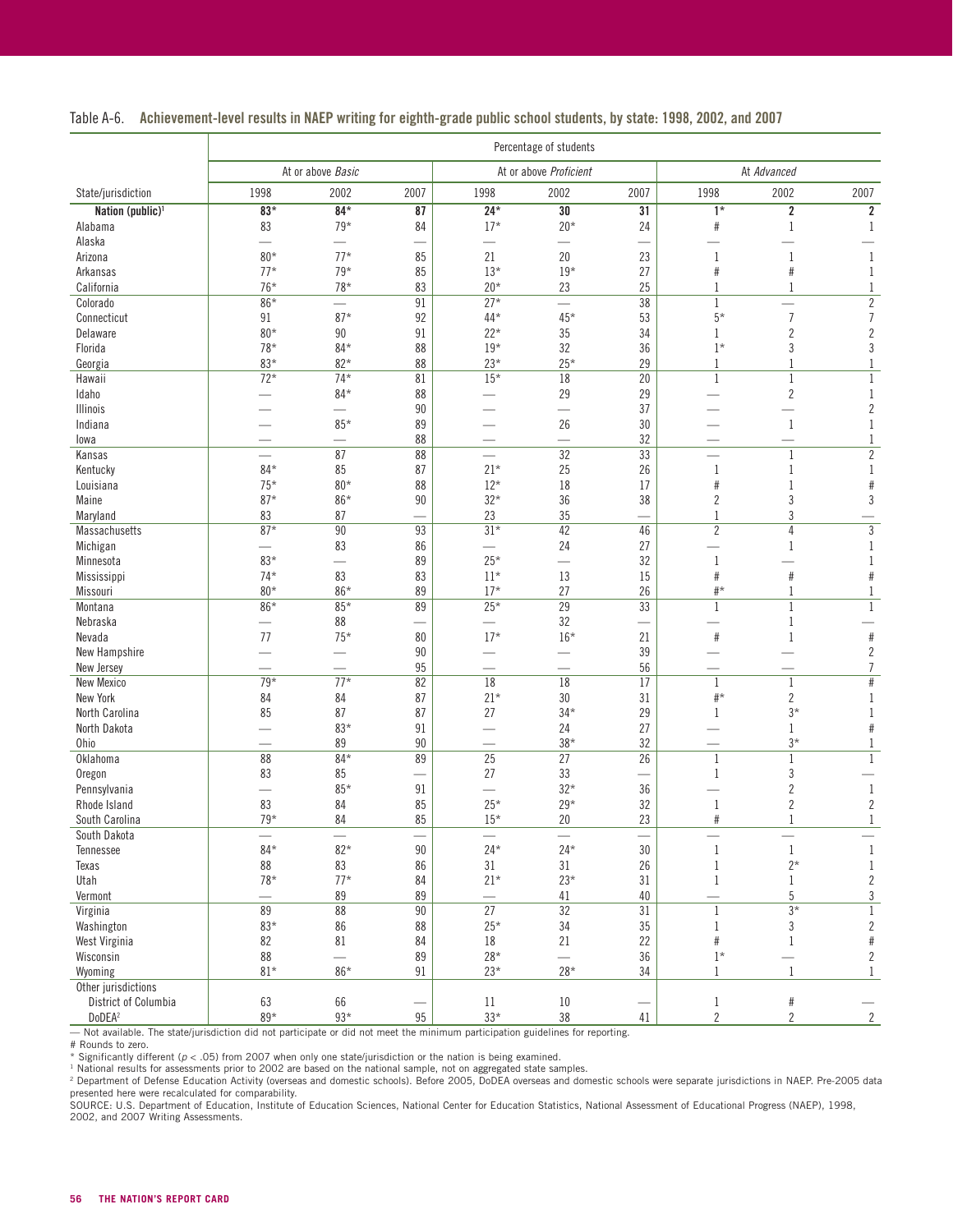Table A-6. **Achievement-level results in NAEP writing for eighth-grade public school students, by state: 1998, 2002, and 2007**

| | Percentage of students | | | | | | | | |
|---|---|---|---|---|---|---|---|---|---|
| | At or above *Basic* | | | At or above *Proficient* | | | At *Advanced* | | |
| State/jurisdiction | 1998 | 2002 | 2007 | 1998 | 2002 | 2007 | 1998 | 2002 | 2007 |
| **Nation (public)[1]** | **83*** | **84*** | **87** | **24*** | **30** | **31** | **1*** | **2** | **2** |
| Alabama | 83 | 79* | 84 | 17* | 20* | 24 | # | 1 | 1 |
| Alaska | — | — | — | — | — | — | — | — | — |
| Arizona | 80* | 77* | 85 | 21 | 20 | 23 | 1 | 1 | 1 |
| Arkansas | 77* | 79* | 85 | 13* | 19* | 27 | # | # | 1 |
| California | 76* | 78* | 83 | 20* | 23 | 25 | 1 | 1 | 1 |
| Colorado | 86* | — | 91 | 27* | — | 38 | 1 | — | 2 |
| Connecticut | 91 | 87* | 92 | 44* | 45* | 53 | 5* | 7 | 7 |
| Delaware | 80* | 90 | 91 | 22* | 35 | 34 | 1 | 2 | 2 |
| Florida | 78* | 84* | 88 | 19* | 32 | 36 | 1* | 3 | 3 |
| Georgia | 83* | 82* | 88 | 23* | 25* | 29 | 1 | 1 | 1 |
| Hawaii | 72* | 74* | 81 | 15* | 18 | 20 | 1 | 1 | 1 |
| Idaho | — | 84* | 88 | — | 29 | 29 | — | 2 | 1 |
| Illinois | — | — | 90 | — | — | 37 | — | — | 2 |
| Indiana | — | 85* | 89 | — | 26 | 30 | — | 1 | 1 |
| Iowa | — | — | 88 | — | — | 32 | — | — | 1 |
| Kansas | — | 87 | 88 | — | 32 | 33 | — | 1 | 2 |
| Kentucky | 84* | 85 | 87 | 21* | 25 | 26 | 1 | 1 | 1 |
| Louisiana | 75* | 80* | 88 | 12* | 18 | 17 | # | 1 | # |
| Maine | 87* | 86* | 90 | 32* | 36 | 38 | 2 | 3 | 3 |
| Maryland | 83 | 87 | — | 23 | 35 | — | 1 | 3 | — |
| Massachusetts | 87* | 90 | 93 | 31* | 42 | 46 | 2 | 4 | 3 |
| Michigan | — | 83 | 86 | — | 24 | 27 | — | 1 | 1 |
| Minnesota | 83* | — | 89 | 25* | — | 32 | 1 | — | 1 |
| Mississippi | 74* | 83 | 83 | 11* | 13 | 15 | # | # | # |
| Missouri | 80* | 86* | 89 | 17* | 27 | 26 | #* | 1 | 1 |
| Montana | 86* | 85* | 89 | 25* | 29 | 33 | 1 | 1 | 1 |
| Nebraska | — | 88 | — | — | 32 | — | — | 1 | — |
| Nevada | 77 | 75* | 80 | 17* | 16* | 21 | # | 1 | # |
| New Hampshire | — | — | 90 | — | — | 39 | — | — | 2 |
| New Jersey | — | — | 95 | — | — | 56 | — | — | 7 |
| New Mexico | 79* | 77* | 82 | 18 | 18 | 17 | 1 | 1 | # |
| New York | 84 | 84 | 87 | 21* | 30 | 31 | #* | 2 | 1 |
| North Carolina | 85 | 87 | 87 | 27 | 34* | 29 | 1 | 3* | 1 |
| North Dakota | — | 83* | 91 | — | 24 | 27 | — | 1 | # |
| Ohio | — | 89 | 90 | — | 38* | 32 | — | 3* | 1 |
| Oklahoma | 88 | 84* | 89 | 25 | 27 | 26 | 1 | 1 | 1 |
| Oregon | 83 | 85 | — | 27 | 33 | — | 1 | 3 | — |
| Pennsylvania | — | 85* | 91 | — | 32* | 36 | — | 2 | 1 |
| Rhode Island | 83 | 84 | 85 | 25* | 29* | 32 | 1 | 2 | 2 |
| South Carolina | 79* | 84 | 85 | 15* | 20 | 23 | # | 1 | 1 |
| South Dakota | — | — | — | — | — | — | — | — | — |
| Tennessee | 84* | 82* | 90 | 24* | 24* | 30 | 1 | 1 | 1 |
| Texas | 88 | 83 | 86 | 31 | 31 | 26 | 1 | 2* | 1 |
| Utah | 78* | 77* | 84 | 21* | 23* | 31 | 1 | 1 | 2 |
| Vermont | — | 89 | 89 | — | 41 | 40 | — | 5 | 3 |
| Virginia | 89 | 88 | 90 | 27 | 32 | 31 | 1 | 3* | 1 |
| Washington | 83* | 86 | 88 | 25* | 34 | 35 | 1 | 3 | 2 |
| West Virginia | 82 | 81 | 84 | 18 | 21 | 22 | # | 1 | # |
| Wisconsin | 88 | — | 89 | 28* | — | 36 | 1* | — | 2 |
| Wyoming | 81* | 86* | 91 | 23* | 28* | 34 | 1 | 1 | 1 |
| Other jurisdictions | | | | | | | | | |
| District of Columbia | 63 | 66 | — | 11 | 10 | — | 1 | # | — |
| DoDEA[2] | 89* | 93* | 95 | 33* | 38 | 41 | 2 | 2 | 2 |

— Not available. The state/jurisdiction did not participate or did not meet the minimum participation guidelines for reporting.
# Rounds to zero.
* Significantly different ($p < .05$) from 2007 when only one state/jurisdiction or the nation is being examined.
[1] National results for assessments prior to 2002 are based on the national sample, not on aggregated state samples.
[2] Department of Defense Education Activity (overseas and domestic schools). Before 2005, DoDEA overseas and domestic schools were separate jurisdictions in NAEP. Pre-2005 data presented here were recalculated for comparability.
SOURCE: U.S. Department of Education, Institute of Education Sciences, National Center for Education Statistics, National Assessment of Educational Progress (NAEP), 1998, 2002, and 2007 Writing Assessments.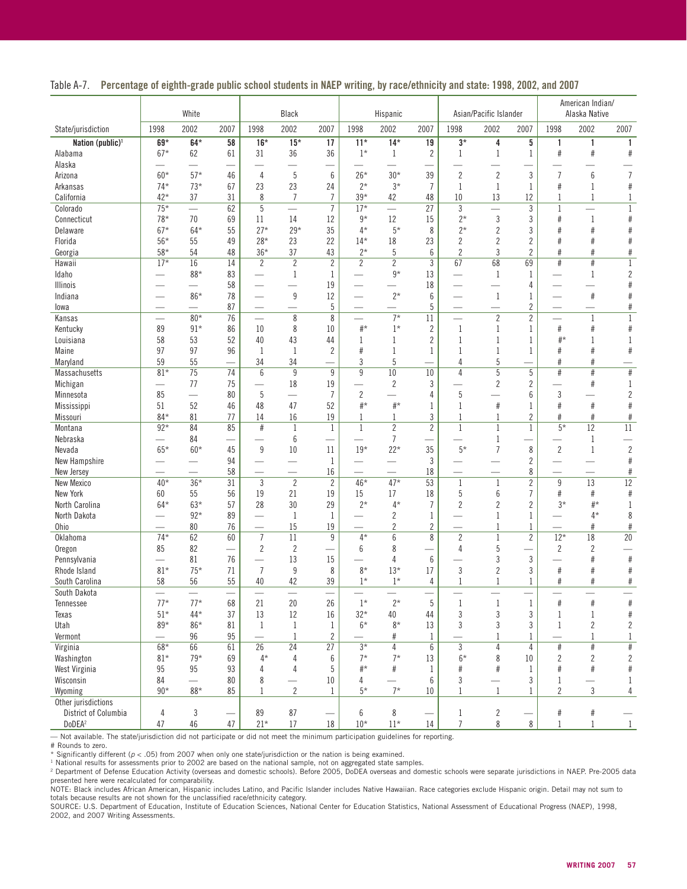Table A-7. **Percentage of eighth-grade public school students in NAEP writing, by race/ethnicity and state: 1998, 2002, and 2007**

| State/jurisdiction | White | | | Black | | | Hispanic | | | Asian/Pacific Islander | | | American Indian/ Alaska Native | | |
|---|---|---|---|---|---|---|---|---|---|---|---|---|---|---|---|
| | 1998 | 2002 | 2007 | 1998 | 2002 | 2007 | 1998 | 2002 | 2007 | 1998 | 2002 | 2007 | 1998 | 2002 | 2007 |
| **Nation (public)**[1] | **69*** | **64*** | **58** | **16*** | **15*** | **17** | **11*** | **14*** | **19** | **3*** | **4** | **5** | **1** | **1** | **1** |
| Alabama | 67* | 62 | 61 | 31 | 36 | 36 | 1* | 1 | 2 | 1 | 1 | 1 | # | # | # |
| Alaska | — | — | — | — | — | — | — | — | — | — | — | — | — | — | — |
| Arizona | 60* | 57* | 46 | 4 | 5 | 6 | 26* | 30* | 39 | 2 | 2 | 3 | 7 | 6 | 7 |
| Arkansas | 74* | 73* | 67 | 23 | 23 | 24 | 2* | 3* | 7 | 1 | 1 | 1 | # | 1 | # |
| California | 42* | 37 | 31 | 8 | 7 | 7 | 39* | 42 | 48 | 10 | 13 | 12 | 1 | 1 | 1 |
| Colorado | 75* | — | 62 | 5 | — | 7 | 17* | — | 27 | 3 | — | 3 | 1 | — | 1 |
| Connecticut | 78* | 70 | 69 | 11 | 14 | 12 | 9* | 12 | 15 | 2* | 3 | 3 | # | 1 | # |
| Delaware | 67* | 64* | 55 | 27* | 29* | 35 | 4* | 5* | 8 | 2* | 2 | 3 | # | # | # |
| Florida | 56* | 55 | 49 | 28* | 23 | 22 | 14* | 18 | 23 | 2 | 2 | 2 | # | # | # |
| Georgia | 58* | 54 | 48 | 36* | 37 | 43 | 2* | 5 | 6 | 2 | 3 | 2 | # | # | # |
| Hawaii | 17* | 16 | 14 | 2 | 2 | 2 | 2 | 2 | 3 | 67 | 68 | 69 | # | # | 1 |
| Idaho | — | 88* | 83 | — | 1 | 1 | — | 9* | 13 | — | 1 | 1 | — | 1 | 2 |
| Illinois | — | — | 58 | — | — | 19 | — | — | 18 | — | — | 4 | — | — | # |
| Indiana | — | 86* | 78 | — | 9 | 12 | — | 2* | 6 | — | 1 | 1 | — | # | # |
| Iowa | — | — | 87 | — | — | 5 | — | — | 5 | — | — | 2 | — | — | # |
| Kansas | — | 80* | 76 | — | 8 | 8 | — | 7* | 11 | — | 2 | 2 | — | 1 | 1 |
| Kentucky | 89 | 91* | 86 | 10 | 8 | 10 | #* | 1* | 2 | 1 | 1 | 1 | # | # | # |
| Louisiana | 58 | 53 | 52 | 40 | 43 | 44 | 1 | 1 | 2 | 1 | 1 | 1 | #* | 1 | 1 |
| Maine | 97 | 97 | 96 | 1 | 1 | 2 | # | 1 | 1 | 1 | 1 | 1 | # | # | # |
| Maryland | 59 | 55 | — | 34 | 34 | — | 3 | 5 | — | 4 | 5 | — | # | # | — |
| Massachusetts | 81* | 75 | 74 | 6 | 9 | 9 | 9 | 10 | 10 | 4 | 5 | 5 | # | # | # |
| Michigan | — | 77 | 75 | — | 18 | 19 | — | 2 | 3 | — | 2 | 2 | — | # | 1 |
| Minnesota | 85 | — | 80 | 5 | — | 7 | 2 | — | 4 | 5 | — | 6 | 3 | — | 2 |
| Mississippi | 51 | 52 | 46 | 48 | 47 | 52 | #* | #* | 1 | 1 | # | 1 | # | # | # |
| Missouri | 84* | 81 | 77 | 14 | 16 | 19 | 1 | 1 | 3 | 1 | 1 | 2 | # | # | # |
| Montana | 92* | 84 | 85 | # | 1 | 1 | 1 | 2 | 2 | 1 | 1 | 1 | 5* | 12 | 11 |
| Nebraska | — | 84 | — | — | 6 | — | — | 7 | — | — | 1 | — | — | 1 | — |
| Nevada | 65* | 60* | 45 | 9 | 10 | 11 | 19* | 22* | 35 | 5* | 7 | 8 | 2 | 1 | 2 |
| New Hampshire | — | — | 94 | — | — | 1 | — | — | 3 | — | — | 2 | — | — | # |
| New Jersey | — | — | 58 | — | — | 16 | — | — | 18 | — | — | 8 | — | — | # |
| New Mexico | 40* | 36* | 31 | 3 | 2 | 2 | 46* | 47* | 53 | 1 | 1 | 2 | 9 | 13 | 12 |
| New York | 60 | 55 | 56 | 19 | 21 | 19 | 15 | 17 | 18 | 5 | 6 | 7 | # | # | # |
| North Carolina | 64* | 63* | 57 | 28 | 30 | 29 | 2* | 4* | 7 | 2 | 2 | 2 | 3* | #* | 1 |
| North Dakota | — | 92* | 89 | — | 1 | 1 | — | 2 | 1 | — | 1 | 1 | — | 4* | 8 |
| Ohio | — | 80 | 76 | — | 15 | 19 | — | 2 | 2 | — | 1 | 1 | — | # | # |
| Oklahoma | 74* | 62 | 60 | 7 | 11 | 9 | 4* | 6 | 8 | 2 | 1 | 2 | 12* | 18 | 20 |
| Oregon | 85 | 82 | — | 2 | 2 | — | 6 | 8 | — | 4 | 5 | — | 2 | 2 | — |
| Pennsylvania | — | 81 | 76 | — | 13 | 15 | — | 4 | 6 | — | 3 | 3 | — | # | # |
| Rhode Island | 81* | 75* | 71 | 7 | 9 | 8 | 8* | 13* | 17 | 3 | 2 | 3 | # | # | # |
| South Carolina | 58 | 56 | 55 | 40 | 42 | 39 | 1* | 1* | 4 | 1 | 1 | 1 | # | # | # |
| South Dakota | — | — | — | — | — | — | — | — | — | — | — | — | — | — | — |
| Tennessee | 77* | 77* | 68 | 21 | 20 | 26 | 1* | 2* | 5 | 1 | 1 | 1 | # | # | # |
| Texas | 51* | 44* | 37 | 13 | 12 | 16 | 32* | 40 | 44 | 3 | 3 | 3 | 1 | 1 | # |
| Utah | 89* | 86* | 81 | 1 | 1 | 1 | 6* | 8* | 13 | 3 | 3 | 3 | 1 | 2 | 2 |
| Vermont | — | 96 | 95 | — | 1 | 2 | — | # | 1 | — | 1 | 1 | — | 1 | 1 |
| Virginia | 68* | 66 | 61 | 26 | 24 | 27 | 3* | 4 | 6 | 3 | 4 | 4 | # | # | # |
| Washington | 81* | 79* | 69 | 4* | 4 | 6 | 7* | 7* | 13 | 6* | 8 | 10 | 2 | 2 | 2 |
| West Virginia | 95 | 95 | 93 | 4 | 4 | 5 | #* | # | 1 | # | # | 1 | # | # | # |
| Wisconsin | 84 | — | 80 | 8 | — | 10 | 4 | — | 6 | 3 | — | 3 | 1 | — | 1 |
| Wyoming | 90* | 88* | 85 | 1 | 2 | 1 | 5* | 7* | 10 | 1 | 1 | 1 | 2 | 3 | 4 |
| Other jurisdictions | | | | | | | | | | | | | | | |
| District of Columbia | 4 | 3 | — | 89 | 87 | — | 6 | 8 | — | 1 | 2 | — | # | # | — |
| DoDEA[2] | 47 | 46 | 47 | 21* | 17 | 18 | 10* | 11* | 14 | 7 | 8 | 8 | 1 | 1 | 1 |

— Not available. The state/jurisdiction did not participate or did not meet the minimum participation guidelines for reporting.

# Rounds to zero.

* Significantly different ($p < .05$) from 2007 when only one state/jurisdiction or the nation is being examined.

[1] National results for assessments prior to 2002 are based on the national sample, not on aggregated state samples.

[2] Department of Defense Education Activity (overseas and domestic schools). Before 2005, DoDEA overseas and domestic schools were separate jurisdictions in NAEP. Pre-2005 data presented here were recalculated for comparability.

NOTE: Black includes African American, Hispanic includes Latino, and Pacific Islander includes Native Hawaiian. Race categories exclude Hispanic origin. Detail may not sum to totals because results are not shown for the unclassified race/ethnicity category.

SOURCE: U.S. Department of Education, Institute of Education Sciences, National Center for Education Statistics, National Assessment of Educational Progress (NAEP), 1998, 2002, and 2007 Writing Assessments.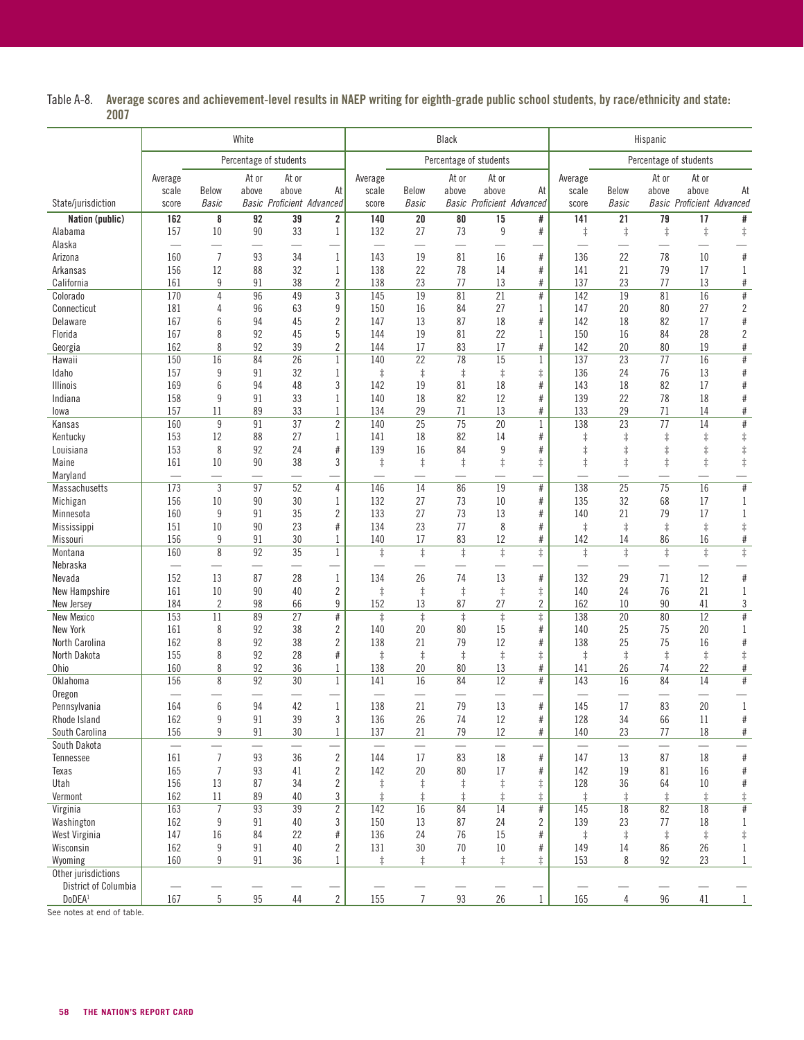Table A-8. **Average scores and achievement-level results in NAEP writing for eighth-grade public school students, by race/ethnicity and state: 2007**

| | White | | | | | Black | | | | | Hispanic | | | | |
|---|---|---|---|---|---|---|---|---|---|---|---|---|---|---|---|
| | | Percentage of students | | | | | Percentage of students | | | | | Percentage of students | | | |
| State/jurisdiction | Average scale score | Below *Basic* | At or above *Basic* | At or above *Proficient* | At *Advanced* | Average scale score | Below *Basic* | At or above *Basic* | At or above *Proficient* | At *Advanced* | Average scale score | Below *Basic* | At or above *Basic* | At or above *Proficient* | At *Advanced* |
| **Nation (public)** | **162** | **8** | **92** | **39** | **2** | **140** | **20** | **80** | **15** | **#** | **141** | **21** | **79** | **17** | **#** |
| Alabama | 157 | 10 | 90 | 33 | 1 | 132 | 27 | 73 | 9 | # | ‡ | ‡ | ‡ | ‡ | ‡ |
| Alaska | — | — | — | — | — | — | — | — | — | — | — | — | — | — | — |
| Arizona | 160 | 7 | 93 | 34 | 1 | 143 | 19 | 81 | 16 | # | 136 | 22 | 78 | 10 | # |
| Arkansas | 156 | 12 | 88 | 32 | 1 | 138 | 22 | 78 | 14 | # | 141 | 21 | 79 | 17 | 1 |
| California | 161 | 9 | 91 | 38 | 2 | 138 | 23 | 77 | 13 | # | 137 | 23 | 77 | 13 | # |
| Colorado | 170 | 4 | 96 | 49 | 3 | 145 | 19 | 81 | 21 | # | 142 | 19 | 81 | 16 | # |
| Connecticut | 181 | 4 | 96 | 63 | 9 | 150 | 16 | 84 | 27 | 1 | 147 | 20 | 80 | 27 | 2 |
| Delaware | 167 | 6 | 94 | 45 | 2 | 147 | 13 | 87 | 18 | # | 142 | 18 | 82 | 17 | # |
| Florida | 167 | 8 | 92 | 45 | 5 | 144 | 19 | 81 | 22 | 1 | 150 | 16 | 84 | 28 | 2 |
| Georgia | 162 | 8 | 92 | 39 | 2 | 144 | 17 | 83 | 17 | # | 142 | 20 | 80 | 19 | # |
| Hawaii | 150 | 16 | 84 | 26 | 1 | 140 | 22 | 78 | 15 | 1 | 137 | 23 | 77 | 16 | # |
| Idaho | 157 | 9 | 91 | 32 | 1 | ‡ | ‡ | ‡ | ‡ | ‡ | 136 | 24 | 76 | 13 | # |
| Illinois | 169 | 6 | 94 | 48 | 3 | 142 | 19 | 81 | 18 | # | 143 | 18 | 82 | 17 | # |
| Indiana | 158 | 9 | 91 | 33 | 1 | 140 | 18 | 82 | 12 | # | 139 | 22 | 78 | 18 | # |
| Iowa | 157 | 11 | 89 | 33 | 1 | 134 | 29 | 71 | 13 | # | 133 | 29 | 71 | 14 | # |
| Kansas | 160 | 9 | 91 | 37 | 2 | 140 | 25 | 75 | 20 | 1 | 138 | 23 | 77 | 14 | # |
| Kentucky | 153 | 12 | 88 | 27 | 1 | 141 | 18 | 82 | 14 | # | ‡ | ‡ | ‡ | ‡ | ‡ |
| Louisiana | 153 | 8 | 92 | 24 | # | 139 | 16 | 84 | 9 | # | ‡ | ‡ | ‡ | ‡ | ‡ |
| Maine | 161 | 10 | 90 | 38 | 3 | ‡ | ‡ | ‡ | ‡ | ‡ | ‡ | ‡ | ‡ | ‡ | ‡ |
| Maryland | — | — | — | — | — | — | — | — | — | — | — | — | — | — | — |
| Massachusetts | 173 | 3 | 97 | 52 | 4 | 146 | 14 | 86 | 19 | # | 138 | 25 | 75 | 16 | # |
| Michigan | 156 | 10 | 90 | 30 | 1 | 132 | 27 | 73 | 10 | # | 135 | 32 | 68 | 17 | 1 |
| Minnesota | 160 | 9 | 91 | 35 | 2 | 133 | 27 | 73 | 13 | # | 140 | 21 | 79 | 17 | 1 |
| Mississippi | 151 | 10 | 90 | 23 | # | 134 | 23 | 77 | 8 | # | ‡ | ‡ | ‡ | ‡ | ‡ |
| Missouri | 156 | 9 | 91 | 30 | 1 | 140 | 17 | 83 | 12 | # | 142 | 14 | 86 | 16 | # |
| Montana | 160 | 8 | 92 | 35 | 1 | ‡ | ‡ | ‡ | ‡ | ‡ | ‡ | ‡ | ‡ | ‡ | ‡ |
| Nebraska | — | — | — | — | — | — | — | — | — | — | — | — | — | — | — |
| Nevada | 152 | 13 | 87 | 28 | 1 | 134 | 26 | 74 | 13 | # | 132 | 29 | 71 | 12 | # |
| New Hampshire | 161 | 10 | 90 | 40 | 2 | ‡ | ‡ | ‡ | ‡ | ‡ | 140 | 24 | 76 | 21 | 1 |
| New Jersey | 184 | 2 | 98 | 66 | 9 | 152 | 13 | 87 | 27 | 2 | 162 | 10 | 90 | 41 | 3 |
| New Mexico | 153 | 11 | 89 | 27 | # | ‡ | ‡ | ‡ | ‡ | ‡ | 138 | 20 | 80 | 12 | # |
| New York | 161 | 8 | 92 | 38 | 2 | 140 | 20 | 80 | 15 | # | 140 | 25 | 75 | 20 | 1 |
| North Carolina | 162 | 8 | 92 | 38 | 2 | 138 | 21 | 79 | 12 | # | 138 | 25 | 75 | 16 | # |
| North Dakota | 155 | 8 | 92 | 28 | # | ‡ | ‡ | ‡ | ‡ | ‡ | ‡ | ‡ | ‡ | ‡ | ‡ |
| Ohio | 160 | 8 | 92 | 36 | 1 | 138 | 20 | 80 | 13 | # | 141 | 26 | 74 | 22 | # |
| Oklahoma | 156 | 8 | 92 | 30 | 1 | 141 | 16 | 84 | 12 | # | 143 | 16 | 84 | 14 | # |
| Oregon | — | — | — | — | — | — | — | — | — | — | — | — | — | — | — |
| Pennsylvania | 164 | 6 | 94 | 42 | 1 | 138 | 21 | 79 | 13 | # | 145 | 17 | 83 | 20 | 1 |
| Rhode Island | 162 | 9 | 91 | 39 | 3 | 136 | 26 | 74 | 12 | # | 128 | 34 | 66 | 11 | # |
| South Carolina | 156 | 9 | 91 | 30 | 1 | 137 | 21 | 79 | 12 | # | 140 | 23 | 77 | 18 | # |
| South Dakota | — | — | — | — | — | — | — | — | — | — | — | — | — | — | — |
| Tennessee | 161 | 7 | 93 | 36 | 2 | 144 | 17 | 83 | 18 | # | 147 | 13 | 87 | 18 | # |
| Texas | 165 | 7 | 93 | 41 | 2 | 142 | 20 | 80 | 17 | # | 142 | 19 | 81 | 16 | # |
| Utah | 156 | 13 | 87 | 34 | 2 | ‡ | ‡ | ‡ | ‡ | ‡ | 128 | 36 | 64 | 10 | # |
| Vermont | 162 | 11 | 89 | 40 | 3 | ‡ | ‡ | ‡ | ‡ | ‡ | ‡ | ‡ | ‡ | ‡ | ‡ |
| Virginia | 163 | 7 | 93 | 39 | 2 | 142 | 16 | 84 | 14 | # | 145 | 18 | 82 | 18 | # |
| Washington | 162 | 9 | 91 | 40 | 3 | 150 | 13 | 87 | 24 | 2 | 139 | 23 | 77 | 18 | 1 |
| West Virginia | 147 | 16 | 84 | 22 | # | 136 | 24 | 76 | 15 | # | ‡ | ‡ | ‡ | ‡ | ‡ |
| Wisconsin | 162 | 9 | 91 | 40 | 2 | 131 | 30 | 70 | 10 | # | 149 | 14 | 86 | 26 | 1 |
| Wyoming | 160 | 9 | 91 | 36 | 1 | ‡ | ‡ | ‡ | ‡ | ‡ | 153 | 8 | 92 | 23 | 1 |
| Other jurisdictions | | | | | | | | | | | | | | | |
| District of Columbia | — | — | — | — | — | — | — | — | — | — | — | — | — | — | — |
| DoDEA[1] | 167 | 5 | 95 | 44 | 2 | 155 | 7 | 93 | 26 | 1 | 165 | 4 | 96 | 41 | 1 |

See notes at end of table.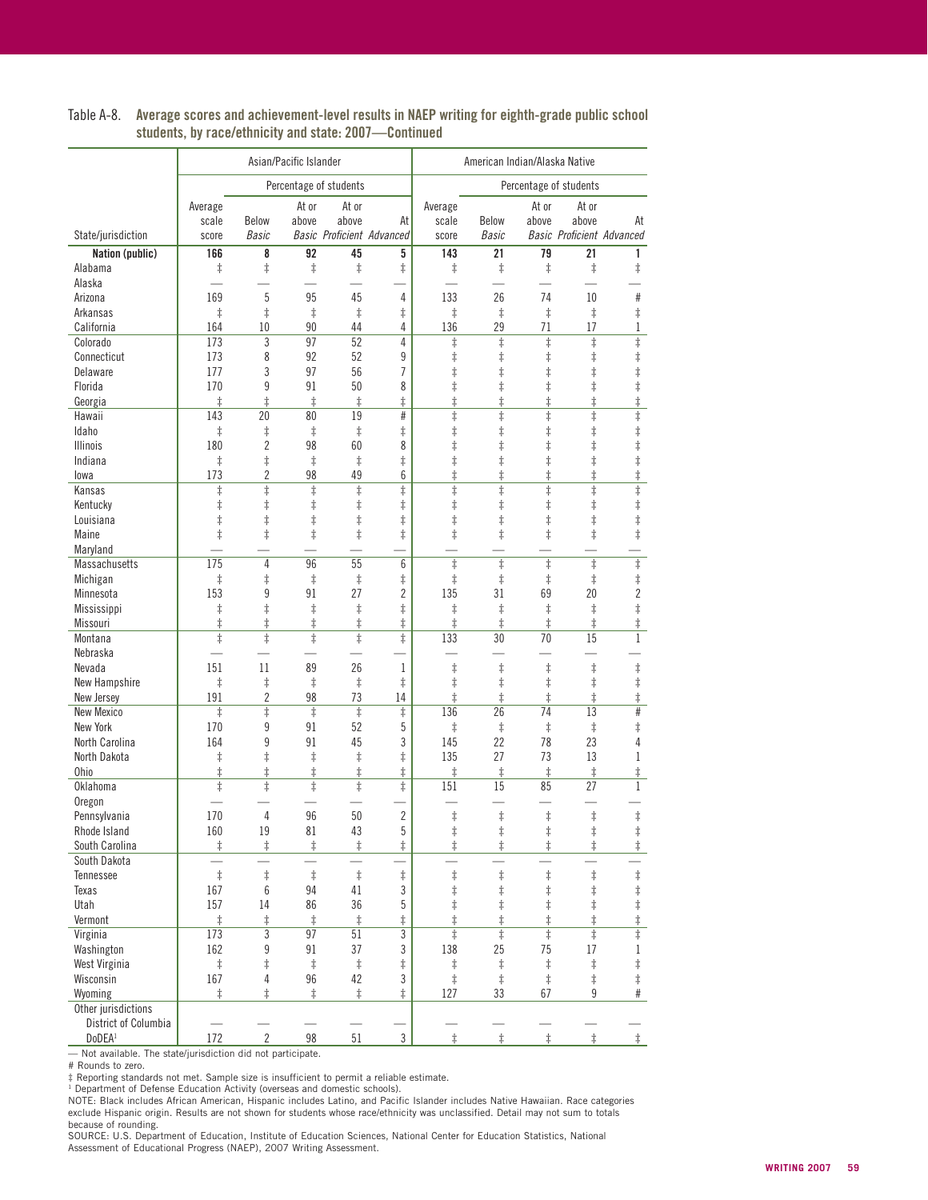Table A-8. **Average scores and achievement-level results in NAEP writing for eighth-grade public school students, by race/ethnicity and state: 2007—Continued**

| State/jurisdiction | Asian/Pacific Islander | | | | | American Indian/Alaska Native | | | | |
|---|---|---|---|---|---|---|---|---|---|---|
| | | Percentage of students | | | | | Percentage of students | | | |
| | Average scale score | Below *Basic* | At or above *Basic* | At or above *Proficient* | At *Advanced* | Average scale score | Below *Basic* | At or above *Basic* | At or above *Proficient* | At *Advanced* |
| **Nation (public)** | **166** | **8** | **92** | **45** | **5** | **143** | **21** | **79** | **21** | **1** |
| Alabama | ‡ | ‡ | ‡ | ‡ | ‡ | ‡ | ‡ | ‡ | ‡ | ‡ |
| Alaska | — | — | — | — | — | — | — | — | — | — |
| Arizona | 169 | 5 | 95 | 45 | 4 | 133 | 26 | 74 | 10 | # |
| Arkansas | ‡ | ‡ | ‡ | ‡ | ‡ | ‡ | ‡ | ‡ | ‡ | ‡ |
| California | 164 | 10 | 90 | 44 | 4 | 136 | 29 | 71 | 17 | 1 |
| Colorado | 173 | 3 | 97 | 52 | 4 | ‡ | ‡ | ‡ | ‡ | ‡ |
| Connecticut | 173 | 8 | 92 | 52 | 9 | ‡ | ‡ | ‡ | ‡ | ‡ |
| Delaware | 177 | 3 | 97 | 56 | 7 | ‡ | ‡ | ‡ | ‡ | ‡ |
| Florida | 170 | 9 | 91 | 50 | 8 | ‡ | ‡ | ‡ | ‡ | ‡ |
| Georgia | ‡ | ‡ | ‡ | ‡ | ‡ | ‡ | ‡ | ‡ | ‡ | ‡ |
| Hawaii | 143 | 20 | 80 | 19 | # | ‡ | ‡ | ‡ | ‡ | ‡ |
| Idaho | ‡ | ‡ | ‡ | ‡ | ‡ | ‡ | ‡ | ‡ | ‡ | ‡ |
| Illinois | 180 | 2 | 98 | 60 | 8 | ‡ | ‡ | ‡ | ‡ | ‡ |
| Indiana | ‡ | ‡ | ‡ | ‡ | ‡ | ‡ | ‡ | ‡ | ‡ | ‡ |
| Iowa | 173 | 2 | 98 | 49 | 6 | ‡ | ‡ | ‡ | ‡ | ‡ |
| Kansas | ‡ | ‡ | ‡ | ‡ | ‡ | ‡ | ‡ | ‡ | ‡ | ‡ |
| Kentucky | ‡ | ‡ | ‡ | ‡ | ‡ | ‡ | ‡ | ‡ | ‡ | ‡ |
| Louisiana | ‡ | ‡ | ‡ | ‡ | ‡ | ‡ | ‡ | ‡ | ‡ | ‡ |
| Maine | ‡ | ‡ | ‡ | ‡ | ‡ | ‡ | ‡ | ‡ | ‡ | ‡ |
| Maryland | — | — | — | — | — | — | — | — | — | — |
| Massachusetts | 175 | 4 | 96 | 55 | 6 | ‡ | ‡ | ‡ | ‡ | ‡ |
| Michigan | ‡ | ‡ | ‡ | ‡ | ‡ | ‡ | ‡ | ‡ | ‡ | ‡ |
| Minnesota | 153 | 9 | 91 | 27 | 2 | 135 | 31 | 69 | 20 | 2 |
| Mississippi | ‡ | ‡ | ‡ | ‡ | ‡ | ‡ | ‡ | ‡ | ‡ | ‡ |
| Missouri | ‡ | ‡ | ‡ | ‡ | ‡ | ‡ | ‡ | ‡ | ‡ | ‡ |
| Montana | ‡ | ‡ | ‡ | ‡ | ‡ | 133 | 30 | 70 | 15 | 1 |
| Nebraska | — | — | — | — | — | — | — | — | — | — |
| Nevada | 151 | 11 | 89 | 26 | 1 | ‡ | ‡ | ‡ | ‡ | ‡ |
| New Hampshire | ‡ | ‡ | ‡ | ‡ | ‡ | ‡ | ‡ | ‡ | ‡ | ‡ |
| New Jersey | 191 | 2 | 98 | 73 | 14 | ‡ | ‡ | ‡ | ‡ | ‡ |
| New Mexico | ‡ | ‡ | ‡ | ‡ | ‡ | 136 | 26 | 74 | 13 | # |
| New York | 170 | 9 | 91 | 52 | 5 | ‡ | ‡ | ‡ | ‡ | ‡ |
| North Carolina | 164 | 9 | 91 | 45 | 3 | 145 | 22 | 78 | 23 | 4 |
| North Dakota | ‡ | ‡ | ‡ | ‡ | ‡ | 135 | 27 | 73 | 13 | 1 |
| Ohio | ‡ | ‡ | ‡ | ‡ | ‡ | ‡ | ‡ | ‡ | ‡ | ‡ |
| Oklahoma | ‡ | ‡ | ‡ | ‡ | ‡ | 151 | 15 | 85 | 27 | 1 |
| Oregon | — | — | — | — | — | — | — | — | — | — |
| Pennsylvania | 170 | 4 | 96 | 50 | 2 | ‡ | ‡ | ‡ | ‡ | ‡ |
| Rhode Island | 160 | 19 | 81 | 43 | 5 | ‡ | ‡ | ‡ | ‡ | ‡ |
| South Carolina | ‡ | ‡ | ‡ | ‡ | ‡ | ‡ | ‡ | ‡ | ‡ | ‡ |
| South Dakota | — | — | — | — | — | — | — | — | — | — |
| Tennessee | ‡ | ‡ | ‡ | ‡ | ‡ | ‡ | ‡ | ‡ | ‡ | ‡ |
| Texas | 167 | 6 | 94 | 41 | 3 | ‡ | ‡ | ‡ | ‡ | ‡ |
| Utah | 157 | 14 | 86 | 36 | 5 | ‡ | ‡ | ‡ | ‡ | ‡ |
| Vermont | ‡ | ‡ | ‡ | ‡ | ‡ | ‡ | ‡ | ‡ | ‡ | ‡ |
| Virginia | 173 | 3 | 97 | 51 | 3 | ‡ | ‡ | ‡ | ‡ | ‡ |
| Washington | 162 | 9 | 91 | 37 | 3 | 138 | 25 | 75 | 17 | 1 |
| West Virginia | ‡ | ‡ | ‡ | ‡ | ‡ | ‡ | ‡ | ‡ | ‡ | ‡ |
| Wisconsin | 167 | 4 | 96 | 42 | 3 | ‡ | ‡ | ‡ | ‡ | ‡ |
| Wyoming | ‡ | ‡ | ‡ | ‡ | ‡ | 127 | 33 | 67 | 9 | # |
| Other jurisdictions | | | | | | | | | | |
| District of Columbia | — | — | — | — | — | — | — | — | — | — |
| DoDEA[1] | 172 | 2 | 98 | 51 | 3 | ‡ | ‡ | ‡ | ‡ | ‡ |

— Not available. The state/jurisdiction did not participate.

# Rounds to zero.

‡ Reporting standards not met. Sample size is insufficient to permit a reliable estimate.

[1] Department of Defense Education Activity (overseas and domestic schools).

NOTE: Black includes African American, Hispanic includes Latino, and Pacific Islander includes Native Hawaiian. Race categories exclude Hispanic origin. Results are not shown for students whose race/ethnicity was unclassified. Detail may not sum to totals because of rounding.

SOURCE: U.S. Department of Education, Institute of Education Sciences, National Center for Education Statistics, National Assessment of Educational Progress (NAEP), 2007 Writing Assessment.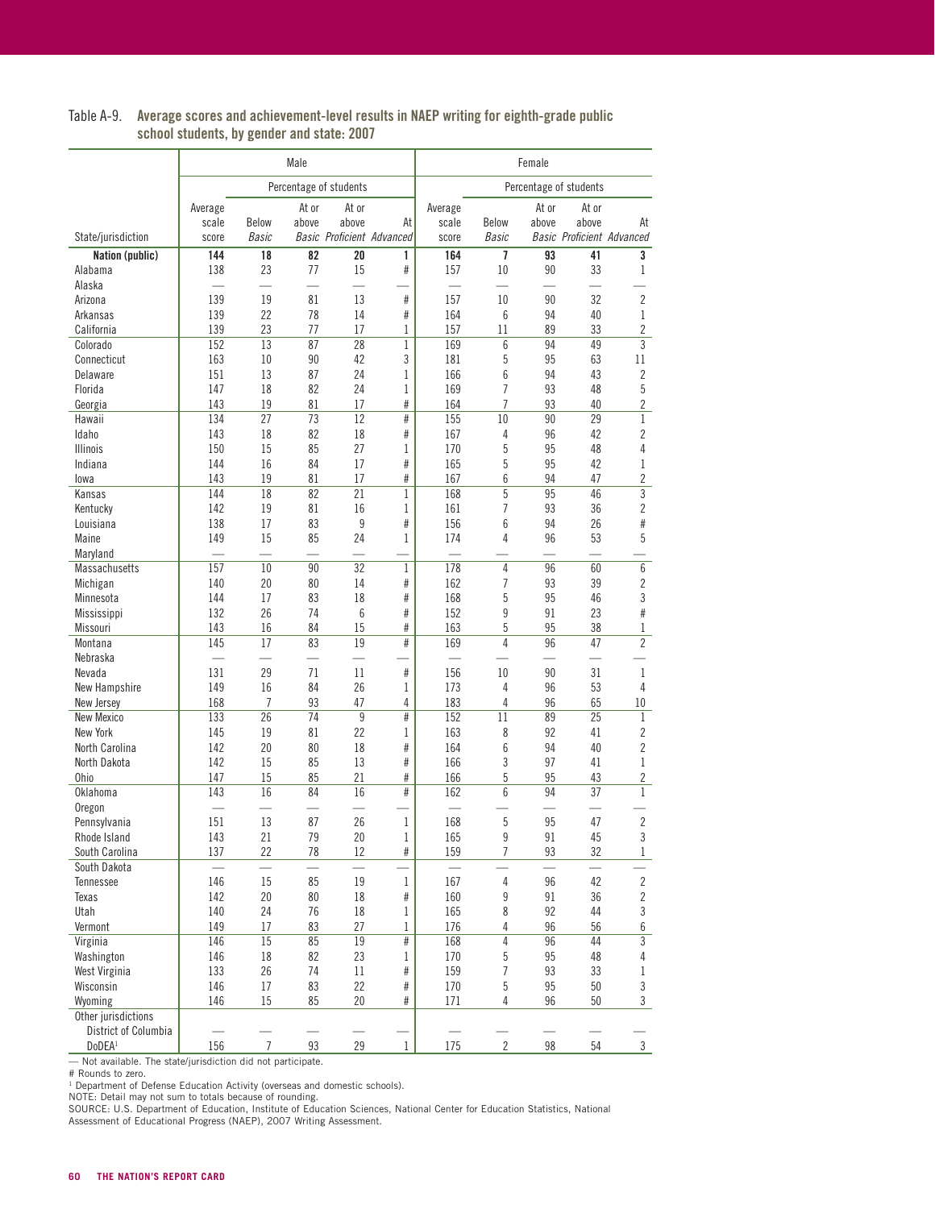Table A-9. **Average scores and achievement-level results in NAEP writing for eighth-grade public school students, by gender and state: 2007**

| State/jurisdiction | Male | | | | | Female | | | | |
|---|---|---|---|---|---|---|---|---|---|---|
| | | Percentage of students | | | | | Percentage of students | | | |
| | Average scale score | Below *Basic* | At or above *Basic* | At or above *Proficient* | At *Advanced* | Average scale score | Below *Basic* | At or above *Basic* | At or above *Proficient* | At *Advanced* |
| **Nation (public)** | **144** | **18** | **82** | **20** | **1** | **164** | **7** | **93** | **41** | **3** |
| Alabama | 138 | 23 | 77 | 15 | # | 157 | 10 | 90 | 33 | 1 |
| Alaska | — | — | — | — | — | — | — | — | — | — |
| Arizona | 139 | 19 | 81 | 13 | # | 157 | 10 | 90 | 32 | 2 |
| Arkansas | 139 | 22 | 78 | 14 | # | 164 | 6 | 94 | 40 | 1 |
| California | 139 | 23 | 77 | 17 | 1 | 157 | 11 | 89 | 33 | 2 |
| Colorado | 152 | 13 | 87 | 28 | 1 | 169 | 6 | 94 | 49 | 3 |
| Connecticut | 163 | 10 | 90 | 42 | 3 | 181 | 5 | 95 | 63 | 11 |
| Delaware | 151 | 13 | 87 | 24 | 1 | 166 | 6 | 94 | 43 | 2 |
| Florida | 147 | 18 | 82 | 24 | 1 | 169 | 7 | 93 | 48 | 5 |
| Georgia | 143 | 19 | 81 | 17 | # | 164 | 7 | 93 | 40 | 2 |
| Hawaii | 134 | 27 | 73 | 12 | # | 155 | 10 | 90 | 29 | 1 |
| Idaho | 143 | 18 | 82 | 18 | # | 167 | 4 | 96 | 42 | 2 |
| Illinois | 150 | 15 | 85 | 27 | 1 | 170 | 5 | 95 | 48 | 4 |
| Indiana | 144 | 16 | 84 | 17 | # | 165 | 5 | 95 | 42 | 1 |
| Iowa | 143 | 19 | 81 | 17 | # | 167 | 6 | 94 | 47 | 2 |
| Kansas | 144 | 18 | 82 | 21 | 1 | 168 | 5 | 95 | 46 | 3 |
| Kentucky | 142 | 19 | 81 | 16 | 1 | 161 | 7 | 93 | 36 | 2 |
| Louisiana | 138 | 17 | 83 | 9 | # | 156 | 6 | 94 | 26 | # |
| Maine | 149 | 15 | 85 | 24 | 1 | 174 | 4 | 96 | 53 | 5 |
| Maryland | — | — | — | — | — | — | — | — | — | — |
| Massachusetts | 157 | 10 | 90 | 32 | 1 | 178 | 4 | 96 | 60 | 6 |
| Michigan | 140 | 20 | 80 | 14 | # | 162 | 7 | 93 | 39 | 2 |
| Minnesota | 144 | 17 | 83 | 18 | # | 168 | 5 | 95 | 46 | 3 |
| Mississippi | 132 | 26 | 74 | 6 | # | 152 | 9 | 91 | 23 | # |
| Missouri | 143 | 16 | 84 | 15 | # | 163 | 5 | 95 | 38 | 1 |
| Montana | 145 | 17 | 83 | 19 | # | 169 | 4 | 96 | 47 | 2 |
| Nebraska | — | — | — | — | — | — | — | — | — | — |
| Nevada | 131 | 29 | 71 | 11 | # | 156 | 10 | 90 | 31 | 1 |
| New Hampshire | 149 | 16 | 84 | 26 | 1 | 173 | 4 | 96 | 53 | 4 |
| New Jersey | 168 | 7 | 93 | 47 | 4 | 183 | 4 | 96 | 65 | 10 |
| New Mexico | 133 | 26 | 74 | 9 | # | 152 | 11 | 89 | 25 | 1 |
| New York | 145 | 19 | 81 | 22 | 1 | 163 | 8 | 92 | 41 | 2 |
| North Carolina | 142 | 20 | 80 | 18 | # | 164 | 6 | 94 | 40 | 2 |
| North Dakota | 142 | 15 | 85 | 13 | # | 166 | 3 | 97 | 41 | 1 |
| Ohio | 147 | 15 | 85 | 21 | # | 166 | 5 | 95 | 43 | 2 |
| Oklahoma | 143 | 16 | 84 | 16 | # | 162 | 6 | 94 | 37 | 1 |
| Oregon | — | — | — | — | — | — | — | — | — | — |
| Pennsylvania | 151 | 13 | 87 | 26 | 1 | 168 | 5 | 95 | 47 | 2 |
| Rhode Island | 143 | 21 | 79 | 20 | 1 | 165 | 9 | 91 | 45 | 3 |
| South Carolina | 137 | 22 | 78 | 12 | # | 159 | 7 | 93 | 32 | 1 |
| South Dakota | — | — | — | — | — | — | — | — | — | — |
| Tennessee | 146 | 15 | 85 | 19 | 1 | 167 | 4 | 96 | 42 | 2 |
| Texas | 142 | 20 | 80 | 18 | # | 160 | 9 | 91 | 36 | 2 |
| Utah | 140 | 24 | 76 | 18 | 1 | 165 | 8 | 92 | 44 | 3 |
| Vermont | 149 | 17 | 83 | 27 | 1 | 176 | 4 | 96 | 56 | 6 |
| Virginia | 146 | 15 | 85 | 19 | # | 168 | 4 | 96 | 44 | 3 |
| Washington | 146 | 18 | 82 | 23 | 1 | 170 | 5 | 95 | 48 | 4 |
| West Virginia | 133 | 26 | 74 | 11 | # | 159 | 7 | 93 | 33 | 1 |
| Wisconsin | 146 | 17 | 83 | 22 | # | 170 | 5 | 95 | 50 | 3 |
| Wyoming | 146 | 15 | 85 | 20 | # | 171 | 4 | 96 | 50 | 3 |
| Other jurisdictions | | | | | | | | | | |
| District of Columbia | — | — | — | — | — | — | — | — | — | — |
| DoDEA[1] | 156 | 7 | 93 | 29 | 1 | 175 | 2 | 98 | 54 | 3 |

— Not available. The state/jurisdiction did not participate.
# Rounds to zero.
[1] Department of Defense Education Activity (overseas and domestic schools).
NOTE: Detail may not sum to totals because of rounding.
SOURCE: U.S. Department of Education, Institute of Education Sciences, National Center for Education Statistics, National Assessment of Educational Progress (NAEP), 2007 Writing Assessment.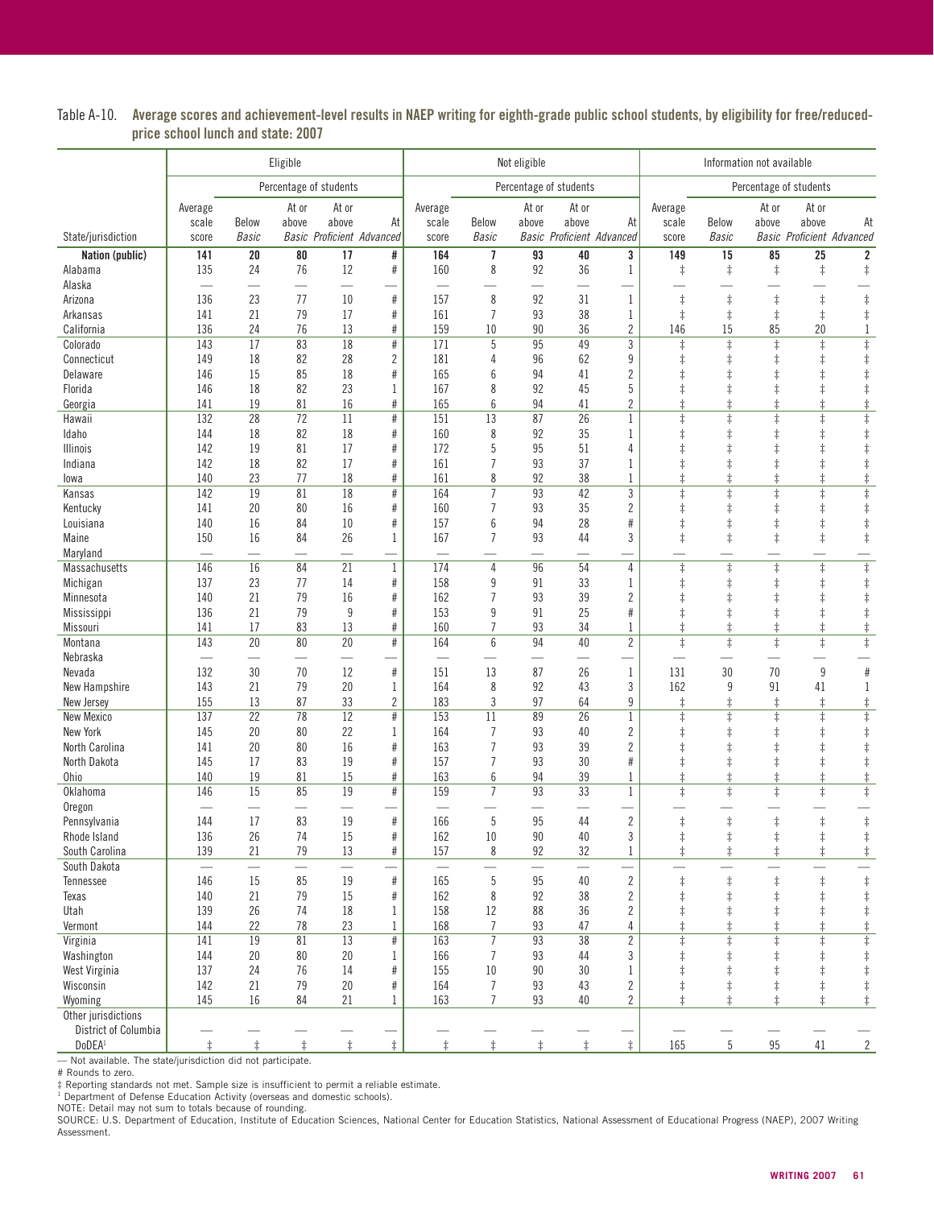Table A-10. **Average scores and achievement-level results in NAEP writing for eighth-grade public school students, by eligibility for free/reduced-price school lunch and state: 2007**

| State/jurisdiction | Eligible | | | | | Not eligible | | | | | Information not available | | | | |
|---|---|---|---|---|---|---|---|---|---|---|---|---|---|---|---|
| | Average scale score | Percentage of students | | | | Average scale score | Percentage of students | | | | Average scale score | Percentage of students | | | |
| | | Below *Basic* | At or above *Basic* | At or above *Proficient* | At *Advanced* | | Below *Basic* | At or above *Basic* | At or above *Proficient* | At *Advanced* | | Below *Basic* | At or above *Basic* | At or above *Proficient* | At *Advanced* |
| **Nation (public)** | **141** | **20** | **80** | **17** | **#** | **164** | **7** | **93** | **40** | **3** | **149** | **15** | **85** | **25** | **2** |
| Alabama | 135 | 24 | 76 | 12 | # | 160 | 8 | 92 | 36 | 1 | ‡ | ‡ | ‡ | ‡ | ‡ |
| Alaska | — | — | — | — | — | — | — | — | — | — | — | — | — | — | — |
| Arizona | 136 | 23 | 77 | 10 | # | 157 | 8 | 92 | 31 | 1 | ‡ | ‡ | ‡ | ‡ | ‡ |
| Arkansas | 141 | 21 | 79 | 17 | # | 161 | 7 | 93 | 38 | 1 | ‡ | ‡ | ‡ | ‡ | ‡ |
| California | 136 | 24 | 76 | 13 | # | 159 | 10 | 90 | 36 | 2 | 146 | 15 | 85 | 20 | 1 |
| Colorado | 143 | 17 | 83 | 18 | # | 171 | 5 | 95 | 49 | 3 | ‡ | ‡ | ‡ | ‡ | ‡ |
| Connecticut | 149 | 18 | 82 | 28 | 2 | 181 | 4 | 96 | 62 | 9 | ‡ | ‡ | ‡ | ‡ | ‡ |
| Delaware | 146 | 15 | 85 | 18 | # | 165 | 6 | 94 | 41 | 2 | ‡ | ‡ | ‡ | ‡ | ‡ |
| Florida | 146 | 18 | 82 | 23 | 1 | 167 | 8 | 92 | 45 | 5 | ‡ | ‡ | ‡ | ‡ | ‡ |
| Georgia | 141 | 19 | 81 | 16 | # | 165 | 6 | 94 | 41 | 2 | ‡ | ‡ | ‡ | ‡ | ‡ |
| Hawaii | 132 | 28 | 72 | 11 | # | 151 | 13 | 87 | 26 | 1 | ‡ | ‡ | ‡ | ‡ | ‡ |
| Idaho | 144 | 18 | 82 | 18 | # | 160 | 8 | 92 | 35 | 1 | ‡ | ‡ | ‡ | ‡ | ‡ |
| Illinois | 142 | 19 | 81 | 17 | # | 172 | 5 | 95 | 51 | 4 | ‡ | ‡ | ‡ | ‡ | ‡ |
| Indiana | 142 | 18 | 82 | 17 | # | 161 | 7 | 93 | 37 | 1 | ‡ | ‡ | ‡ | ‡ | ‡ |
| Iowa | 140 | 23 | 77 | 18 | # | 161 | 8 | 92 | 38 | 1 | ‡ | ‡ | ‡ | ‡ | ‡ |
| Kansas | 142 | 19 | 81 | 18 | # | 164 | 7 | 93 | 42 | 3 | ‡ | ‡ | ‡ | ‡ | ‡ |
| Kentucky | 141 | 20 | 80 | 16 | # | 160 | 7 | 93 | 35 | 2 | ‡ | ‡ | ‡ | ‡ | ‡ |
| Louisiana | 140 | 16 | 84 | 10 | # | 157 | 6 | 94 | 28 | # | ‡ | ‡ | ‡ | ‡ | ‡ |
| Maine | 150 | 16 | 84 | 26 | 1 | 167 | 7 | 93 | 44 | 3 | ‡ | ‡ | ‡ | ‡ | ‡ |
| Maryland | — | — | — | — | — | — | — | — | — | — | — | — | — | — | — |
| Massachusetts | 146 | 16 | 84 | 21 | 1 | 174 | 4 | 96 | 54 | 4 | ‡ | ‡ | ‡ | ‡ | ‡ |
| Michigan | 137 | 23 | 77 | 14 | # | 158 | 9 | 91 | 33 | 1 | ‡ | ‡ | ‡ | ‡ | ‡ |
| Minnesota | 140 | 21 | 79 | 16 | # | 162 | 7 | 93 | 39 | 2 | ‡ | ‡ | ‡ | ‡ | ‡ |
| Mississippi | 136 | 21 | 79 | 9 | # | 153 | 9 | 91 | 25 | # | ‡ | ‡ | ‡ | ‡ | ‡ |
| Missouri | 141 | 17 | 83 | 13 | # | 160 | 7 | 93 | 34 | 1 | ‡ | ‡ | ‡ | ‡ | ‡ |
| Montana | 143 | 20 | 80 | 20 | # | 164 | 6 | 94 | 40 | 2 | ‡ | ‡ | ‡ | ‡ | ‡ |
| Nebraska | — | — | — | — | — | — | — | — | — | — | — | — | — | — | — |
| Nevada | 132 | 30 | 70 | 12 | # | 151 | 13 | 87 | 26 | 1 | 131 | 30 | 70 | 9 | # |
| New Hampshire | 143 | 21 | 79 | 20 | 1 | 164 | 8 | 92 | 43 | 3 | 162 | 9 | 91 | 41 | 1 |
| New Jersey | 155 | 13 | 87 | 33 | 2 | 183 | 3 | 97 | 64 | 9 | ‡ | ‡ | ‡ | ‡ | ‡ |
| New Mexico | 137 | 22 | 78 | 12 | # | 153 | 11 | 89 | 26 | 1 | ‡ | ‡ | ‡ | ‡ | ‡ |
| New York | 145 | 20 | 80 | 22 | 1 | 164 | 7 | 93 | 40 | 2 | ‡ | ‡ | ‡ | ‡ | ‡ |
| North Carolina | 141 | 20 | 80 | 16 | # | 163 | 7 | 93 | 39 | 2 | ‡ | ‡ | ‡ | ‡ | ‡ |
| North Dakota | 145 | 17 | 83 | 19 | # | 157 | 7 | 93 | 30 | # | ‡ | ‡ | ‡ | ‡ | ‡ |
| Ohio | 140 | 19 | 81 | 15 | # | 163 | 6 | 94 | 39 | 1 | ‡ | ‡ | ‡ | ‡ | ‡ |
| Oklahoma | 146 | 15 | 85 | 19 | # | 159 | 7 | 93 | 33 | 1 | ‡ | ‡ | ‡ | ‡ | ‡ |
| Oregon | — | — | — | — | — | — | — | — | — | — | — | — | — | — | — |
| Pennsylvania | 144 | 17 | 83 | 19 | # | 166 | 5 | 95 | 44 | 2 | ‡ | ‡ | ‡ | ‡ | ‡ |
| Rhode Island | 136 | 26 | 74 | 15 | # | 162 | 10 | 90 | 40 | 3 | ‡ | ‡ | ‡ | ‡ | ‡ |
| South Carolina | 139 | 21 | 79 | 13 | # | 157 | 8 | 92 | 32 | 1 | ‡ | ‡ | ‡ | ‡ | ‡ |
| South Dakota | — | — | — | — | — | — | — | — | — | — | — | — | — | — | — |
| Tennessee | 146 | 15 | 85 | 19 | # | 165 | 5 | 95 | 40 | 2 | ‡ | ‡ | ‡ | ‡ | ‡ |
| Texas | 140 | 21 | 79 | 15 | # | 162 | 8 | 92 | 38 | 2 | ‡ | ‡ | ‡ | ‡ | ‡ |
| Utah | 139 | 26 | 74 | 18 | 1 | 158 | 12 | 88 | 36 | 2 | ‡ | ‡ | ‡ | ‡ | ‡ |
| Vermont | 144 | 22 | 78 | 23 | 1 | 168 | 7 | 93 | 47 | 4 | ‡ | ‡ | ‡ | ‡ | ‡ |
| Virginia | 141 | 19 | 81 | 13 | # | 163 | 7 | 93 | 38 | 2 | ‡ | ‡ | ‡ | ‡ | ‡ |
| Washington | 144 | 20 | 80 | 20 | 1 | 166 | 7 | 93 | 44 | 3 | ‡ | ‡ | ‡ | ‡ | ‡ |
| West Virginia | 137 | 24 | 76 | 14 | # | 155 | 10 | 90 | 30 | 1 | ‡ | ‡ | ‡ | ‡ | ‡ |
| Wisconsin | 142 | 21 | 79 | 20 | # | 164 | 7 | 93 | 43 | 2 | ‡ | ‡ | ‡ | ‡ | ‡ |
| Wyoming | 145 | 16 | 84 | 21 | 1 | 163 | 7 | 93 | 40 | 2 | ‡ | ‡ | ‡ | ‡ | ‡ |
| Other jurisdictions | | | | | | | | | | | | | | | |
| District of Columbia | — | — | — | — | — | — | — | — | — | — | — | — | — | — | — |
| DoDEA[1] | ‡ | ‡ | ‡ | ‡ | ‡ | ‡ | ‡ | ‡ | ‡ | ‡ | 165 | 5 | 95 | 41 | 2 |

— Not available. The state/jurisdiction did not participate.
# Rounds to zero.
‡ Reporting standards not met. Sample size is insufficient to permit a reliable estimate.
[1] Department of Defense Education Activity (overseas and domestic schools).
NOTE: Detail may not sum to totals because of rounding.
SOURCE: U.S. Department of Education, Institute of Education Sciences, National Center for Education Statistics, National Assessment of Educational Progress (NAEP), 2007 Writing Assessment.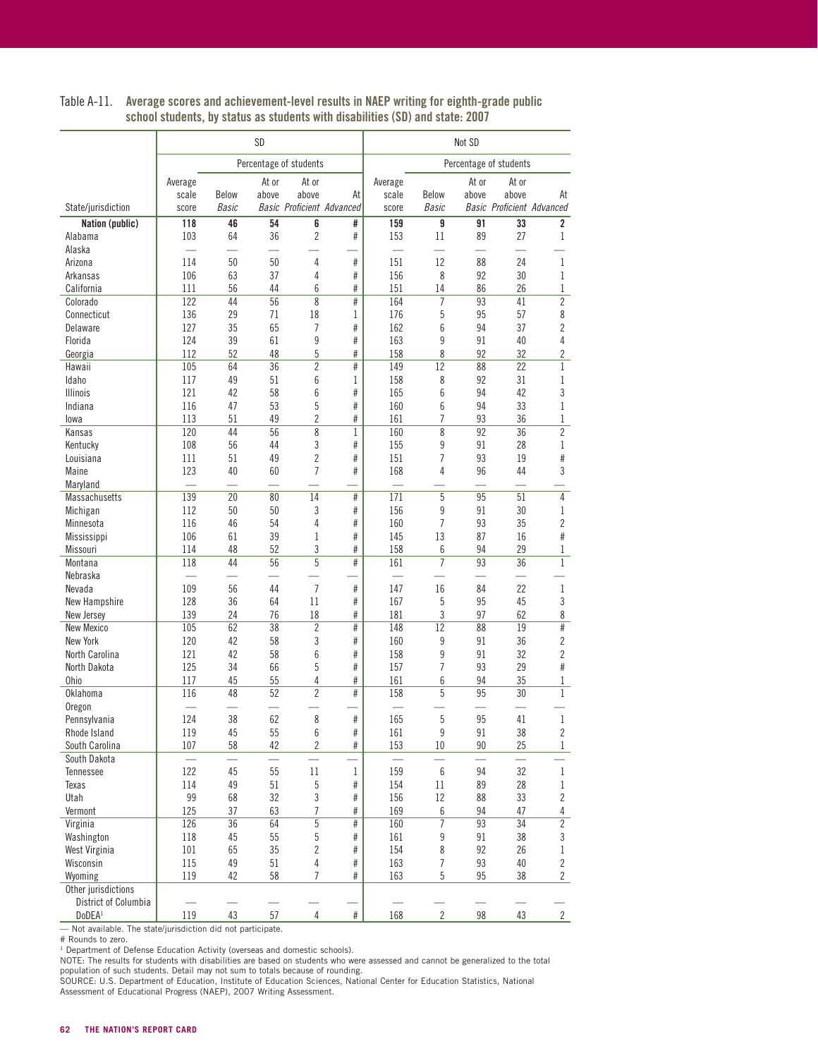Table A-11. **Average scores and achievement-level results in NAEP writing for eighth-grade public school students, by status as students with disabilities (SD) and state: 2007**

| | SD | | | | | Not SD | | | | |
|---|---|---|---|---|---|---|---|---|---|---|
| | | Percentage of students | | | | | Percentage of students | | | |
| State/jurisdiction | Average scale score | Below *Basic* | At or above *Basic* | At or above *Proficient* | At *Advanced* | Average scale score | Below *Basic* | At or above *Basic* | At or above *Proficient* | At *Advanced* |
| **Nation (public)** | **118** | **46** | **54** | **6** | **#** | **159** | **9** | **91** | **33** | **2** |
| Alabama | 103 | 64 | 36 | 2 | # | 153 | 11 | 89 | 27 | 1 |
| Alaska | — | — | — | — | — | — | — | — | — | — |
| Arizona | 114 | 50 | 50 | 4 | # | 151 | 12 | 88 | 24 | 1 |
| Arkansas | 106 | 63 | 37 | 4 | # | 156 | 8 | 92 | 30 | 1 |
| California | 111 | 56 | 44 | 6 | # | 151 | 14 | 86 | 26 | 1 |
| Colorado | 122 | 44 | 56 | 8 | # | 164 | 7 | 93 | 41 | 2 |
| Connecticut | 136 | 29 | 71 | 18 | 1 | 176 | 5 | 95 | 57 | 8 |
| Delaware | 127 | 35 | 65 | 7 | # | 162 | 6 | 94 | 37 | 2 |
| Florida | 124 | 39 | 61 | 9 | # | 163 | 9 | 91 | 40 | 4 |
| Georgia | 112 | 52 | 48 | 5 | # | 158 | 8 | 92 | 32 | 2 |
| Hawaii | 105 | 64 | 36 | 2 | # | 149 | 12 | 88 | 22 | 1 |
| Idaho | 117 | 49 | 51 | 6 | 1 | 158 | 8 | 92 | 31 | 1 |
| Illinois | 121 | 42 | 58 | 6 | # | 165 | 6 | 94 | 42 | 3 |
| Indiana | 116 | 47 | 53 | 5 | # | 160 | 6 | 94 | 33 | 1 |
| Iowa | 113 | 51 | 49 | 2 | # | 161 | 7 | 93 | 36 | 1 |
| Kansas | 120 | 44 | 56 | 8 | 1 | 160 | 8 | 92 | 36 | 2 |
| Kentucky | 108 | 56 | 44 | 3 | # | 155 | 9 | 91 | 28 | 1 |
| Louisiana | 111 | 51 | 49 | 2 | # | 151 | 7 | 93 | 19 | # |
| Maine | 123 | 40 | 60 | 7 | # | 168 | 4 | 96 | 44 | 3 |
| Maryland | — | — | — | — | — | — | — | — | — | — |
| Massachusetts | 139 | 20 | 80 | 14 | # | 171 | 5 | 95 | 51 | 4 |
| Michigan | 112 | 50 | 50 | 3 | # | 156 | 9 | 91 | 30 | 1 |
| Minnesota | 116 | 46 | 54 | 4 | # | 160 | 7 | 93 | 35 | 2 |
| Mississippi | 106 | 61 | 39 | 1 | # | 145 | 13 | 87 | 16 | # |
| Missouri | 114 | 48 | 52 | 3 | # | 158 | 6 | 94 | 29 | 1 |
| Montana | 118 | 44 | 56 | 5 | # | 161 | 7 | 93 | 36 | 1 |
| Nebraska | — | — | — | — | — | — | — | — | — | — |
| Nevada | 109 | 56 | 44 | 7 | # | 147 | 16 | 84 | 22 | 1 |
| New Hampshire | 128 | 36 | 64 | 11 | # | 167 | 5 | 95 | 45 | 3 |
| New Jersey | 139 | 24 | 76 | 18 | # | 181 | 3 | 97 | 62 | 8 |
| New Mexico | 105 | 62 | 38 | 2 | # | 148 | 12 | 88 | 19 | # |
| New York | 120 | 42 | 58 | 3 | # | 160 | 9 | 91 | 36 | 2 |
| North Carolina | 121 | 42 | 58 | 6 | # | 158 | 9 | 91 | 32 | 2 |
| North Dakota | 125 | 34 | 66 | 5 | # | 157 | 7 | 93 | 29 | # |
| Ohio | 117 | 45 | 55 | 4 | # | 161 | 6 | 94 | 35 | 1 |
| Oklahoma | 116 | 48 | 52 | 2 | # | 158 | 5 | 95 | 30 | 1 |
| Oregon | — | — | — | — | — | — | — | — | — | — |
| Pennsylvania | 124 | 38 | 62 | 8 | # | 165 | 5 | 95 | 41 | 1 |
| Rhode Island | 119 | 45 | 55 | 6 | # | 161 | 9 | 91 | 38 | 2 |
| South Carolina | 107 | 58 | 42 | 2 | # | 153 | 10 | 90 | 25 | 1 |
| South Dakota | — | — | — | — | — | — | — | — | — | — |
| Tennessee | 122 | 45 | 55 | 11 | 1 | 159 | 6 | 94 | 32 | 1 |
| Texas | 114 | 49 | 51 | 5 | # | 154 | 11 | 89 | 28 | 1 |
| Utah | 99 | 68 | 32 | 3 | # | 156 | 12 | 88 | 33 | 2 |
| Vermont | 125 | 37 | 63 | 7 | # | 169 | 6 | 94 | 47 | 4 |
| Virginia | 126 | 36 | 64 | 5 | # | 160 | 7 | 93 | 34 | 2 |
| Washington | 118 | 45 | 55 | 5 | # | 161 | 9 | 91 | 38 | 3 |
| West Virginia | 101 | 65 | 35 | 2 | # | 154 | 8 | 92 | 26 | 1 |
| Wisconsin | 115 | 49 | 51 | 4 | # | 163 | 7 | 93 | 40 | 2 |
| Wyoming | 119 | 42 | 58 | 7 | # | 163 | 5 | 95 | 38 | 2 |
| Other jurisdictions | | | | | | | | | | |
| District of Columbia | — | — | — | — | — | — | — | — | — | — |
| DoDEA[1] | 119 | 43 | 57 | 4 | # | 168 | 2 | 98 | 43 | 2 |

— Not available. The state/jurisdiction did not participate.

# Rounds to zero.

[1] Department of Defense Education Activity (overseas and domestic schools).

NOTE: The results for students with disabilities are based on students who were assessed and cannot be generalized to the total population of such students. Detail may not sum to totals because of rounding.

SOURCE: U.S. Department of Education, Institute of Education Sciences, National Center for Education Statistics, National Assessment of Educational Progress (NAEP), 2007 Writing Assessment.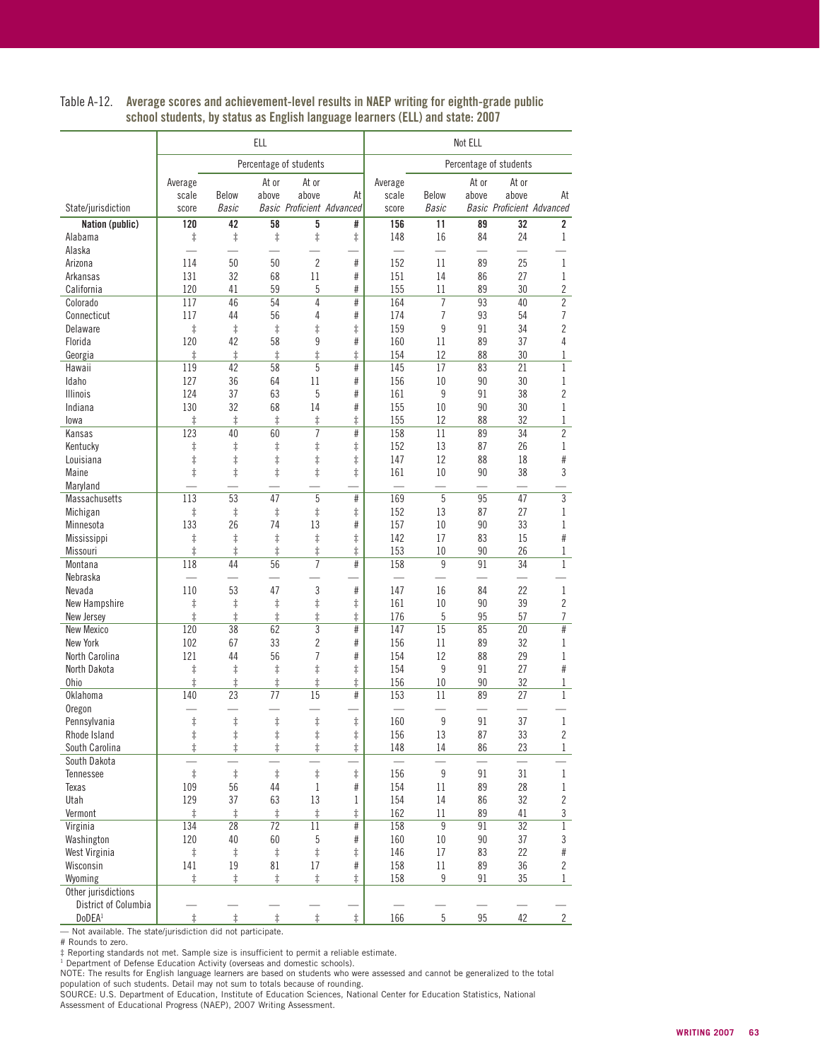Table A-12. **Average scores and achievement-level results in NAEP writing for eighth-grade public school students, by status as English language learners (ELL) and state: 2007**

| State/jurisdiction | ELL | | | | | Not ELL | | | | |
|---|---|---|---|---|---|---|---|---|---|---|
| | Average scale score | Percentage of students | | | | Average scale score | Percentage of students | | | |
| | | *Below Basic* | At or above *Basic* | At or above *Proficient* | At *Advanced* | | *Below Basic* | At or above *Basic* | At or above *Proficient* | At *Advanced* |
| **Nation (public)** | **120** | **42** | **58** | **5** | **#** | **156** | **11** | **89** | **32** | **2** |
| Alabama | ‡ | ‡ | ‡ | ‡ | ‡ | 148 | 16 | 84 | 24 | 1 |
| Alaska | — | — | — | — | — | — | — | — | — | — |
| Arizona | 114 | 50 | 50 | 2 | # | 152 | 11 | 89 | 25 | 1 |
| Arkansas | 131 | 32 | 68 | 11 | # | 151 | 14 | 86 | 27 | 1 |
| California | 120 | 41 | 59 | 5 | # | 155 | 11 | 89 | 30 | 2 |
| Colorado | 117 | 46 | 54 | 4 | # | 164 | 7 | 93 | 40 | 2 |
| Connecticut | 117 | 44 | 56 | 4 | # | 174 | 7 | 93 | 54 | 7 |
| Delaware | ‡ | ‡ | ‡ | ‡ | ‡ | 159 | 9 | 91 | 34 | 2 |
| Florida | 120 | 42 | 58 | 9 | # | 160 | 11 | 89 | 37 | 4 |
| Georgia | ‡ | ‡ | ‡ | ‡ | ‡ | 154 | 12 | 88 | 30 | 1 |
| Hawaii | 119 | 42 | 58 | 5 | # | 145 | 17 | 83 | 21 | 1 |
| Idaho | 127 | 36 | 64 | 11 | # | 156 | 10 | 90 | 30 | 1 |
| Illinois | 124 | 37 | 63 | 5 | # | 161 | 9 | 91 | 38 | 2 |
| Indiana | 130 | 32 | 68 | 14 | # | 155 | 10 | 90 | 30 | 1 |
| Iowa | ‡ | ‡ | ‡ | ‡ | ‡ | 155 | 12 | 88 | 32 | 1 |
| Kansas | 123 | 40 | 60 | 7 | # | 158 | 11 | 89 | 34 | 2 |
| Kentucky | ‡ | ‡ | ‡ | ‡ | ‡ | 152 | 13 | 87 | 26 | 1 |
| Louisiana | ‡ | ‡ | ‡ | ‡ | ‡ | 147 | 12 | 88 | 18 | # |
| Maine | ‡ | ‡ | ‡ | ‡ | ‡ | 161 | 10 | 90 | 38 | 3 |
| Maryland | — | — | — | — | — | — | — | — | — | — |
| Massachusetts | 113 | 53 | 47 | 5 | # | 169 | 5 | 95 | 47 | 3 |
| Michigan | ‡ | ‡ | ‡ | ‡ | ‡ | 152 | 13 | 87 | 27 | 1 |
| Minnesota | 133 | 26 | 74 | 13 | # | 157 | 10 | 90 | 33 | 1 |
| Mississippi | ‡ | ‡ | ‡ | ‡ | ‡ | 142 | 17 | 83 | 15 | # |
| Missouri | ‡ | ‡ | ‡ | ‡ | ‡ | 153 | 10 | 90 | 26 | 1 |
| Montana | 118 | 44 | 56 | 7 | # | 158 | 9 | 91 | 34 | 1 |
| Nebraska | — | — | — | — | — | — | — | — | — | — |
| Nevada | 110 | 53 | 47 | 3 | # | 147 | 16 | 84 | 22 | 1 |
| New Hampshire | ‡ | ‡ | ‡ | ‡ | ‡ | 161 | 10 | 90 | 39 | 2 |
| New Jersey | ‡ | ‡ | ‡ | ‡ | ‡ | 176 | 5 | 95 | 57 | 7 |
| New Mexico | 120 | 38 | 62 | 3 | # | 147 | 15 | 85 | 20 | # |
| New York | 102 | 67 | 33 | 2 | # | 156 | 11 | 89 | 32 | 1 |
| North Carolina | 121 | 44 | 56 | 7 | # | 154 | 12 | 88 | 29 | 1 |
| North Dakota | ‡ | ‡ | ‡ | ‡ | ‡ | 154 | 9 | 91 | 27 | # |
| Ohio | ‡ | ‡ | ‡ | ‡ | ‡ | 156 | 10 | 90 | 32 | 1 |
| Oklahoma | 140 | 23 | 77 | 15 | # | 153 | 11 | 89 | 27 | 1 |
| Oregon | — | — | — | — | — | — | — | — | — | — |
| Pennsylvania | ‡ | ‡ | ‡ | ‡ | ‡ | 160 | 9 | 91 | 37 | 1 |
| Rhode Island | ‡ | ‡ | ‡ | ‡ | ‡ | 156 | 13 | 87 | 33 | 2 |
| South Carolina | ‡ | ‡ | ‡ | ‡ | ‡ | 148 | 14 | 86 | 23 | 1 |
| South Dakota | — | — | — | — | — | — | — | — | — | — |
| Tennessee | ‡ | ‡ | ‡ | ‡ | ‡ | 156 | 9 | 91 | 31 | 1 |
| Texas | 109 | 56 | 44 | 1 | # | 154 | 11 | 89 | 28 | 1 |
| Utah | 129 | 37 | 63 | 13 | 1 | 154 | 14 | 86 | 32 | 2 |
| Vermont | ‡ | ‡ | ‡ | ‡ | ‡ | 162 | 11 | 89 | 41 | 3 |
| Virginia | 134 | 28 | 72 | 11 | # | 158 | 9 | 91 | 32 | 1 |
| Washington | 120 | 40 | 60 | 5 | # | 160 | 10 | 90 | 37 | 3 |
| West Virginia | ‡ | ‡ | ‡ | ‡ | ‡ | 146 | 17 | 83 | 22 | # |
| Wisconsin | 141 | 19 | 81 | 17 | # | 158 | 11 | 89 | 36 | 2 |
| Wyoming | ‡ | ‡ | ‡ | ‡ | ‡ | 158 | 9 | 91 | 35 | 1 |
| Other jurisdictions | | | | | | | | | | |
| District of Columbia | — | — | — | — | — | — | — | — | — | — |
| DoDEA[1] | ‡ | ‡ | ‡ | ‡ | ‡ | 166 | 5 | 95 | 42 | 2 |

— Not available. The state/jurisdiction did not participate.

# Rounds to zero.

‡ Reporting standards not met. Sample size is insufficient to permit a reliable estimate.

[1] Department of Defense Education Activity (overseas and domestic schools).

NOTE: The results for English language learners are based on students who were assessed and cannot be generalized to the total population of such students. Detail may not sum to totals because of rounding.

SOURCE: U.S. Department of Education, Institute of Education Sciences, National Center for Education Statistics, National Assessment of Educational Progress (NAEP), 2007 Writing Assessment.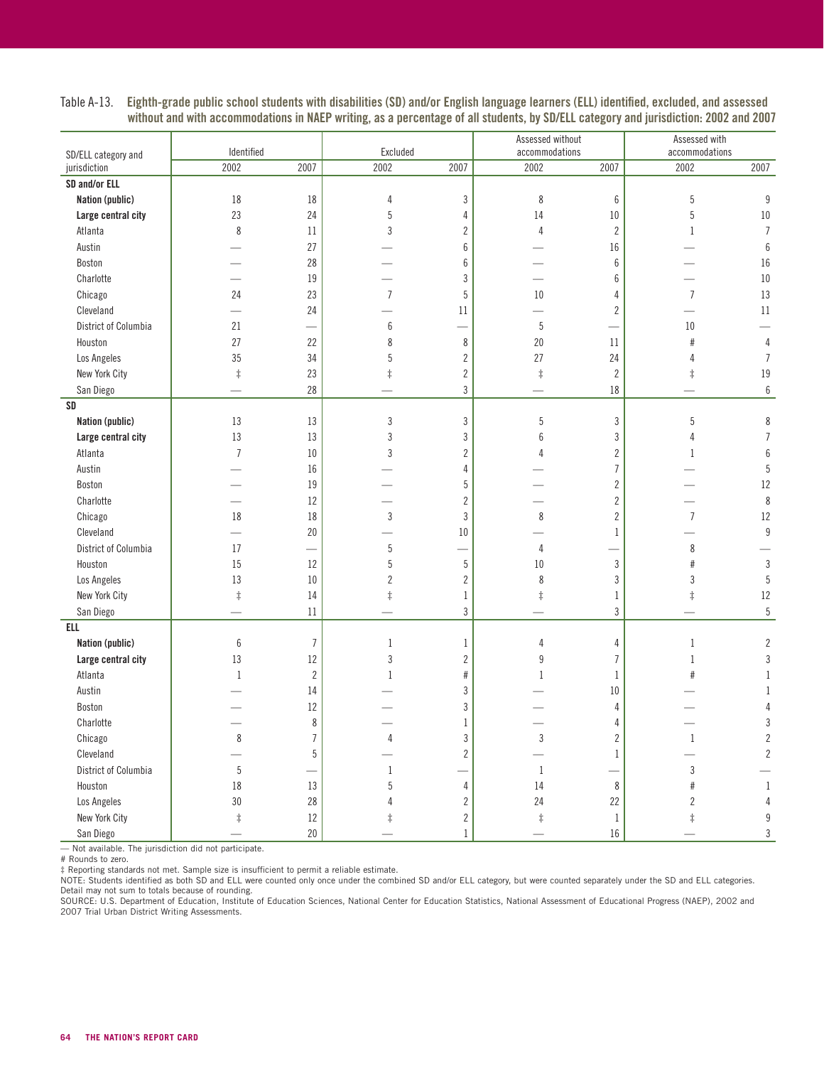Table A-13. Eighth-grade public school students with disabilities (SD) and/or English language learners (ELL) identified, excluded, and assessed without and with accommodations in NAEP writing, as a percentage of all students, by SD/ELL category and jurisdiction: 2002 and 2007

| SD/ELL category and jurisdiction | Identified | | Excluded | | Assessed without accommodations | | Assessed with accommodations | |
|---|---|---|---|---|---|---|---|---|
| | 2002 | 2007 | 2002 | 2007 | 2002 | 2007 | 2002 | 2007 |
| **SD and/or ELL** | | | | | | | | |
| **Nation (public)** | 18 | 18 | 4 | 3 | 8 | 6 | 5 | 9 |
| **Large central city** | 23 | 24 | 5 | 4 | 14 | 10 | 5 | 10 |
| Atlanta | 8 | 11 | 3 | 2 | 4 | 2 | 1 | 7 |
| Austin | — | 27 | — | 6 | — | 16 | — | 6 |
| Boston | — | 28 | — | 6 | — | 6 | — | 16 |
| Charlotte | — | 19 | — | 3 | — | 6 | — | 10 |
| Chicago | 24 | 23 | 7 | 5 | 10 | 4 | 7 | 13 |
| Cleveland | — | 24 | — | 11 | — | 2 | — | 11 |
| District of Columbia | 21 | — | 6 | — | 5 | — | 10 | — |
| Houston | 27 | 22 | 8 | 8 | 20 | 11 | # | 4 |
| Los Angeles | 35 | 34 | 5 | 2 | 27 | 24 | 4 | 7 |
| New York City | ‡ | 23 | ‡ | 2 | ‡ | 2 | ‡ | 19 |
| San Diego | — | 28 | — | 3 | — | 18 | — | 6 |
| **SD** | | | | | | | | |
| **Nation (public)** | 13 | 13 | 3 | 3 | 5 | 3 | 5 | 8 |
| **Large central city** | 13 | 13 | 3 | 3 | 6 | 3 | 4 | 7 |
| Atlanta | 7 | 10 | 3 | 2 | 4 | 2 | 1 | 6 |
| Austin | — | 16 | — | 4 | — | 7 | — | 5 |
| Boston | — | 19 | — | 5 | — | 2 | — | 12 |
| Charlotte | — | 12 | — | 2 | — | 2 | — | 8 |
| Chicago | 18 | 18 | 3 | 3 | 8 | 2 | 7 | 12 |
| Cleveland | — | 20 | — | 10 | — | 1 | — | 9 |
| District of Columbia | 17 | — | 5 | — | 4 | — | 8 | — |
| Houston | 15 | 12 | 5 | 5 | 10 | 3 | # | 3 |
| Los Angeles | 13 | 10 | 2 | 2 | 8 | 3 | 3 | 5 |
| New York City | ‡ | 14 | ‡ | 1 | ‡ | 1 | ‡ | 12 |
| San Diego | — | 11 | — | 3 | — | 3 | — | 5 |
| **ELL** | | | | | | | | |
| **Nation (public)** | 6 | 7 | 1 | 1 | 4 | 4 | 1 | 2 |
| **Large central city** | 13 | 12 | 3 | 2 | 9 | 7 | 1 | 3 |
| Atlanta | 1 | 2 | 1 | # | 1 | 1 | # | 1 |
| Austin | — | 14 | — | 3 | — | 10 | — | 1 |
| Boston | — | 12 | — | 3 | — | 4 | — | 4 |
| Charlotte | — | 8 | — | 1 | — | 4 | — | 3 |
| Chicago | 8 | 7 | 4 | 3 | 3 | 2 | 1 | 2 |
| Cleveland | — | 5 | — | 2 | — | 1 | — | 2 |
| District of Columbia | 5 | — | 1 | — | 1 | — | 3 | — |
| Houston | 18 | 13 | 5 | 4 | 14 | 8 | # | 1 |
| Los Angeles | 30 | 28 | 4 | 2 | 24 | 22 | 2 | 4 |
| New York City | ‡ | 12 | ‡ | 2 | ‡ | 1 | ‡ | 9 |
| San Diego | — | 20 | — | 1 | — | 16 | — | 3 |

— Not available. The jurisdiction did not participate.
# Rounds to zero.
‡ Reporting standards not met. Sample size is insufficient to permit a reliable estimate.
NOTE: Students identified as both SD and ELL were counted only once under the combined SD and/or ELL category, but were counted separately under the SD and ELL categories. Detail may not sum to totals because of rounding.
SOURCE: U.S. Department of Education, Institute of Education Sciences, National Center for Education Statistics, National Assessment of Educational Progress (NAEP), 2002 and 2007 Trial Urban District Writing Assessments.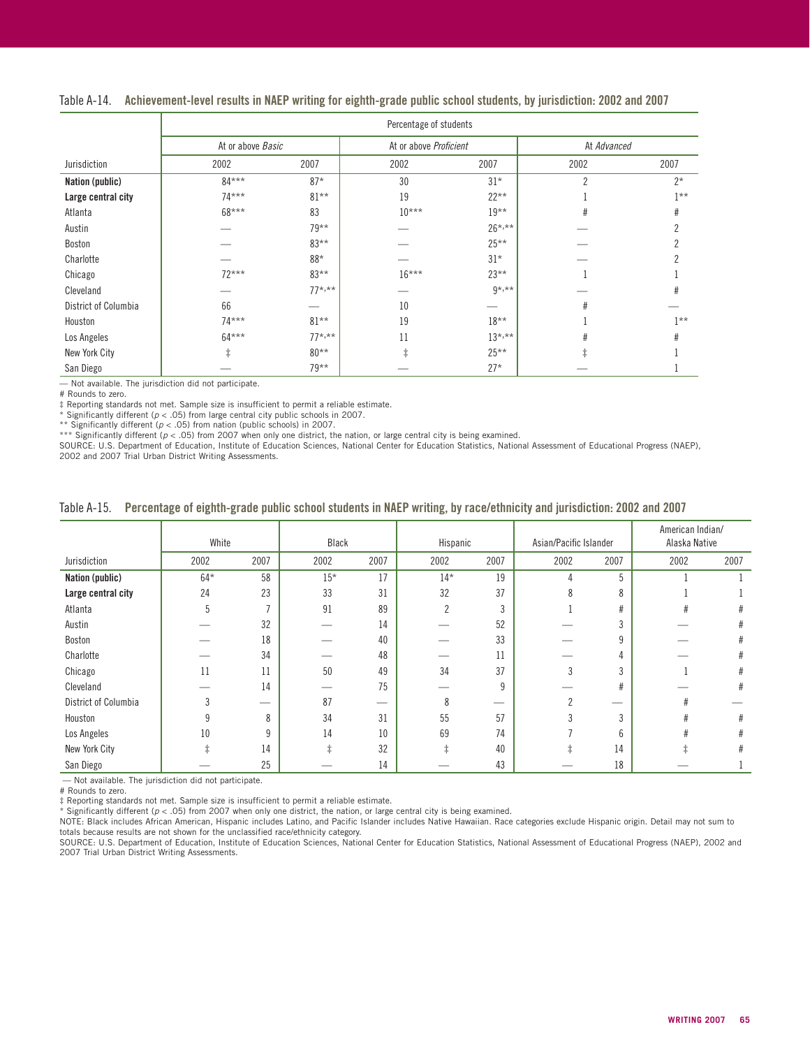## Table A-14. Achievement-level results in NAEP writing for eighth-grade public school students, by jurisdiction: 2002 and 2007

| | Percentage of students | | | | | |
|---|---|---|---|---|---|---|
| | At or above *Basic* | | At or above *Proficient* | | At *Advanced* | |
| Jurisdiction | 2002 | 2007 | 2002 | 2007 | 2002 | 2007 |
| **Nation (public)** | 84*** | 87* | 30 | 31* | 2 | 2* |
| **Large central city** | 74*** | 81** | 19 | 22** | 1 | 1** |
| Atlanta | 68*** | 83 | 10*** | 19** | # | # |
| Austin | — | 79** | — | 26*,** | — | 2 |
| Boston | — | 83** | — | 25** | — | 2 |
| Charlotte | — | 88* | — | 31* | — | 2 |
| Chicago | 72*** | 83** | 16*** | 23** | 1 | 1 |
| Cleveland | — | 77*,** | — | 9*,** | — | # |
| District of Columbia | 66 | — | 10 | — | # | — |
| Houston | 74*** | 81** | 19 | 18** | 1 | 1** |
| Los Angeles | 64*** | 77*,** | 11 | 13*,** | # | # |
| New York City | ‡ | 80** | ‡ | 25** | ‡ | 1 |
| San Diego | — | 79** | — | 27* | — | 1 |

— Not available. The jurisdiction did not participate.
# Rounds to zero.
‡ Reporting standards not met. Sample size is insufficient to permit a reliable estimate.
* Significantly different ($p < .05$) from large central city public schools in 2007.
** Significantly different ($p < .05$) from nation (public schools) in 2007.
*** Significantly different ($p < .05$) from 2007 when only one district, the nation, or large central city is being examined.
SOURCE: U.S. Department of Education, Institute of Education Sciences, National Center for Education Statistics, National Assessment of Educational Progress (NAEP), 2002 and 2007 Trial Urban District Writing Assessments.

## Table A-15. Percentage of eighth-grade public school students in NAEP writing, by race/ethnicity and jurisdiction: 2002 and 2007

| | White | | Black | | Hispanic | | Asian/Pacific Islander | | American Indian/ Alaska Native | |
|---|---|---|---|---|---|---|---|---|---|---|
| Jurisdiction | 2002 | 2007 | 2002 | 2007 | 2002 | 2007 | 2002 | 2007 | 2002 | 2007 |
| **Nation (public)** | 64* | 58 | 15* | 17 | 14* | 19 | 4 | 5 | 1 | 1 |
| **Large central city** | 24 | 23 | 33 | 31 | 32 | 37 | 8 | 8 | 1 | 1 |
| Atlanta | 5 | 7 | 91 | 89 | 2 | 3 | 1 | # | # | # |
| Austin | — | 32 | — | 14 | — | 52 | — | 3 | — | # |
| Boston | — | 18 | — | 40 | — | 33 | — | 9 | — | # |
| Charlotte | — | 34 | — | 48 | — | 11 | — | 4 | — | # |
| Chicago | 11 | 11 | 50 | 49 | 34 | 37 | 3 | 3 | 1 | # |
| Cleveland | — | 14 | — | 75 | — | 9 | — | # | — | # |
| District of Columbia | 3 | — | 87 | — | 8 | — | 2 | — | # | — |
| Houston | 9 | 8 | 34 | 31 | 55 | 57 | 3 | 3 | # | # |
| Los Angeles | 10 | 9 | 14 | 10 | 69 | 74 | 7 | 6 | # | # |
| New York City | ‡ | 14 | ‡ | 32 | ‡ | 40 | ‡ | 14 | ‡ | # |
| San Diego | — | 25 | — | 14 | — | 43 | — | 18 | — | 1 |

— Not available. The jurisdiction did not participate.
# Rounds to zero.
‡ Reporting standards not met. Sample size is insufficient to permit a reliable estimate.
* Significantly different ($p < .05$) from 2007 when only one district, the nation, or large central city is being examined.
NOTE: Black includes African American, Hispanic includes Latino, and Pacific Islander includes Native Hawaiian. Race categories exclude Hispanic origin. Detail may not sum to totals because results are not shown for the unclassified race/ethnicity category.
SOURCE: U.S. Department of Education, Institute of Education Sciences, National Center for Education Statistics, National Assessment of Educational Progress (NAEP), 2002 and 2007 Trial Urban District Writing Assessments.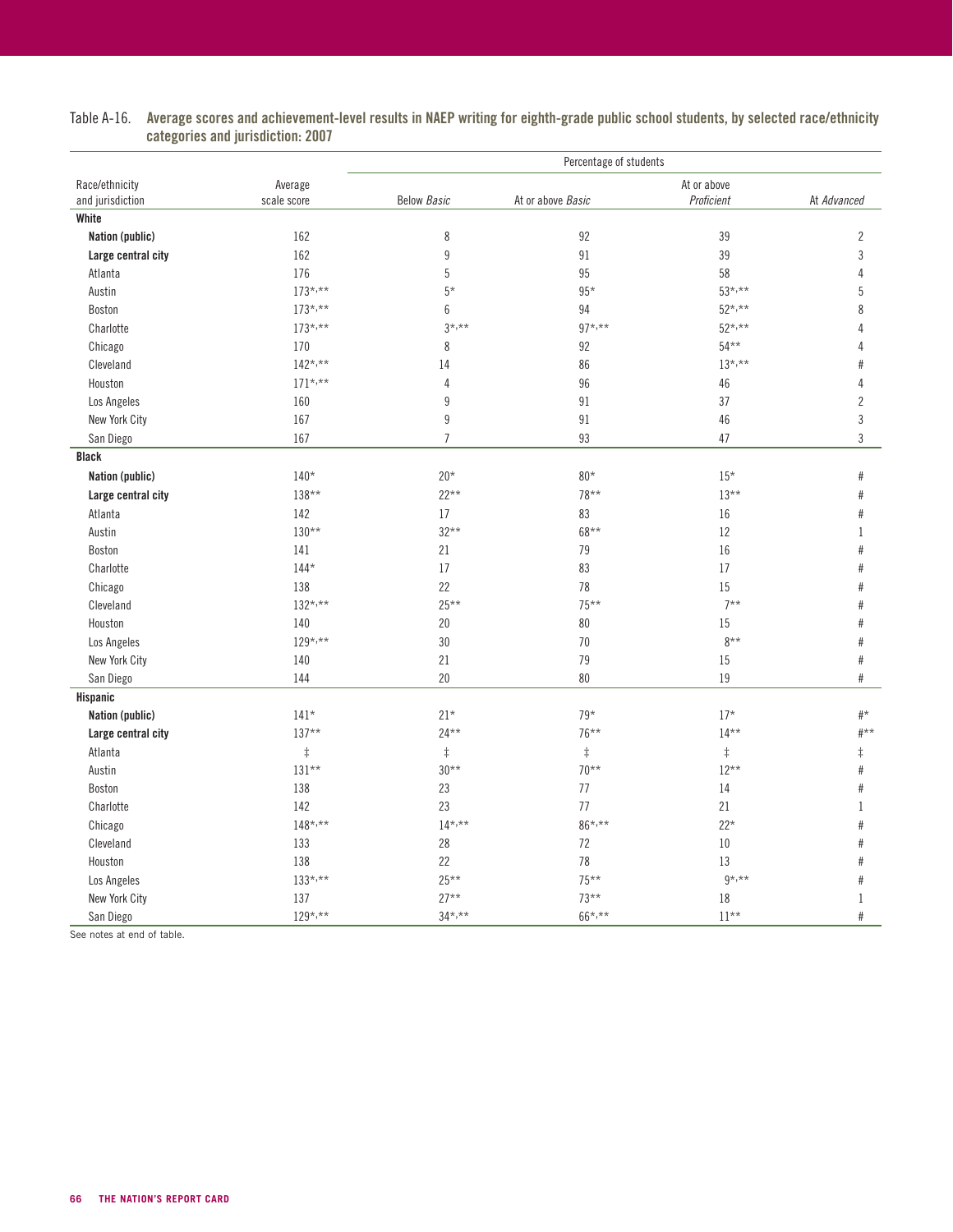Table A-16. **Average scores and achievement-level results in NAEP writing for eighth-grade public school students, by selected race/ethnicity categories and jurisdiction: 2007**

| Race/ethnicity and jurisdiction | Average scale score | Percentage of students | | | |
|---|---|---|---|---|---|
| | | Below *Basic* | At or above *Basic* | At or above *Proficient* | At *Advanced* |
| **White** | | | | | |
| **Nation (public)** | 162 | 8 | 92 | 39 | 2 |
| **Large central city** | 162 | 9 | 91 | 39 | 3 |
| Atlanta | 176 | 5 | 95 | 58 | 4 |
| Austin | 173*,** | 5* | 95* | 53*,** | 5 |
| Boston | 173*,** | 6 | 94 | 52*,** | 8 |
| Charlotte | 173*,** | 3*,** | 97*,** | 52*,** | 4 |
| Chicago | 170 | 8 | 92 | 54** | 4 |
| Cleveland | 142*,** | 14 | 86 | 13*,** | # |
| Houston | 171*,** | 4 | 96 | 46 | 4 |
| Los Angeles | 160 | 9 | 91 | 37 | 2 |
| New York City | 167 | 9 | 91 | 46 | 3 |
| San Diego | 167 | 7 | 93 | 47 | 3 |
| **Black** | | | | | |
| **Nation (public)** | 140* | 20* | 80* | 15* | # |
| **Large central city** | 138** | 22** | 78** | 13** | # |
| Atlanta | 142 | 17 | 83 | 16 | # |
| Austin | 130** | 32** | 68** | 12 | 1 |
| Boston | 141 | 21 | 79 | 16 | # |
| Charlotte | 144* | 17 | 83 | 17 | # |
| Chicago | 138 | 22 | 78 | 15 | # |
| Cleveland | 132*,** | 25** | 75** | 7** | # |
| Houston | 140 | 20 | 80 | 15 | # |
| Los Angeles | 129*,** | 30 | 70 | 8** | # |
| New York City | 140 | 21 | 79 | 15 | # |
| San Diego | 144 | 20 | 80 | 19 | # |
| **Hispanic** | | | | | |
| **Nation (public)** | 141* | 21* | 79* | 17* | #* |
| **Large central city** | 137** | 24** | 76** | 14** | #** |
| Atlanta | ‡ | ‡ | ‡ | ‡ | ‡ |
| Austin | 131** | 30** | 70** | 12** | # |
| Boston | 138 | 23 | 77 | 14 | # |
| Charlotte | 142 | 23 | 77 | 21 | 1 |
| Chicago | 148*,** | 14*,** | 86*,** | 22* | # |
| Cleveland | 133 | 28 | 72 | 10 | # |
| Houston | 138 | 22 | 78 | 13 | # |
| Los Angeles | 133*,** | 25** | 75** | 9*,** | # |
| New York City | 137 | 27** | 73** | 18 | 1 |
| San Diego | 129*,** | 34*,** | 66*,** | 11** | # |

See notes at end of table.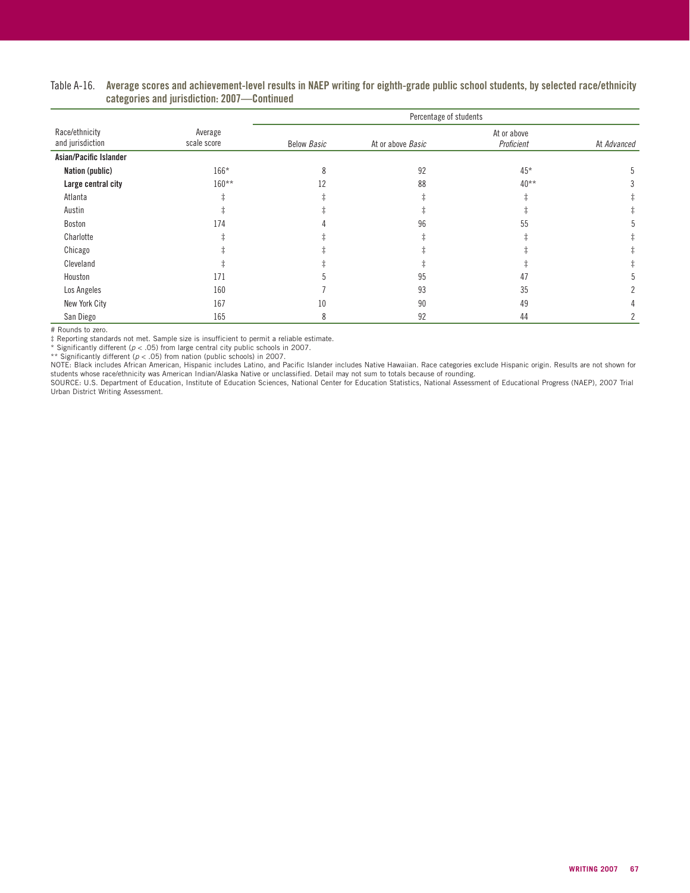Table A-16. **Average scores and achievement-level results in NAEP writing for eighth-grade public school students, by selected race/ethnicity categories and jurisdiction: 2007—Continued**

| Race/ethnicity and jurisdiction | Average scale score | Percentage of students | | | |
|---|---|---|---|---|---|
| | | Below *Basic* | At or above *Basic* | At or above *Proficient* | At *Advanced* |
| **Asian/Pacific Islander** | | | | | |
| **Nation (public)** | 166* | 8 | 92 | 45* | 5 |
| **Large central city** | 160** | 12 | 88 | 40** | 3 |
| Atlanta | ‡ | ‡ | ‡ | ‡ | ‡ |
| Austin | ‡ | ‡ | ‡ | ‡ | ‡ |
| Boston | 174 | 4 | 96 | 55 | 5 |
| Charlotte | ‡ | ‡ | ‡ | ‡ | ‡ |
| Chicago | ‡ | ‡ | ‡ | ‡ | ‡ |
| Cleveland | ‡ | ‡ | ‡ | ‡ | ‡ |
| Houston | 171 | 5 | 95 | 47 | 5 |
| Los Angeles | 160 | 7 | 93 | 35 | 2 |
| New York City | 167 | 10 | 90 | 49 | 4 |
| San Diego | 165 | 8 | 92 | 44 | 2 |

# Rounds to zero.

‡ Reporting standards not met. Sample size is insufficient to permit a reliable estimate.

* Significantly different ($p < .05$) from large central city public schools in 2007.

** Significantly different ($p < .05$) from nation (public schools) in 2007.

NOTE: Black includes African American, Hispanic includes Latino, and Pacific Islander includes Native Hawaiian. Race categories exclude Hispanic origin. Results are not shown for students whose race/ethnicity was American Indian/Alaska Native or unclassified. Detail may not sum to totals because of rounding.

SOURCE: U.S. Department of Education, Institute of Education Sciences, National Center for Education Statistics, National Assessment of Educational Progress (NAEP), 2007 Trial Urban District Writing Assessment.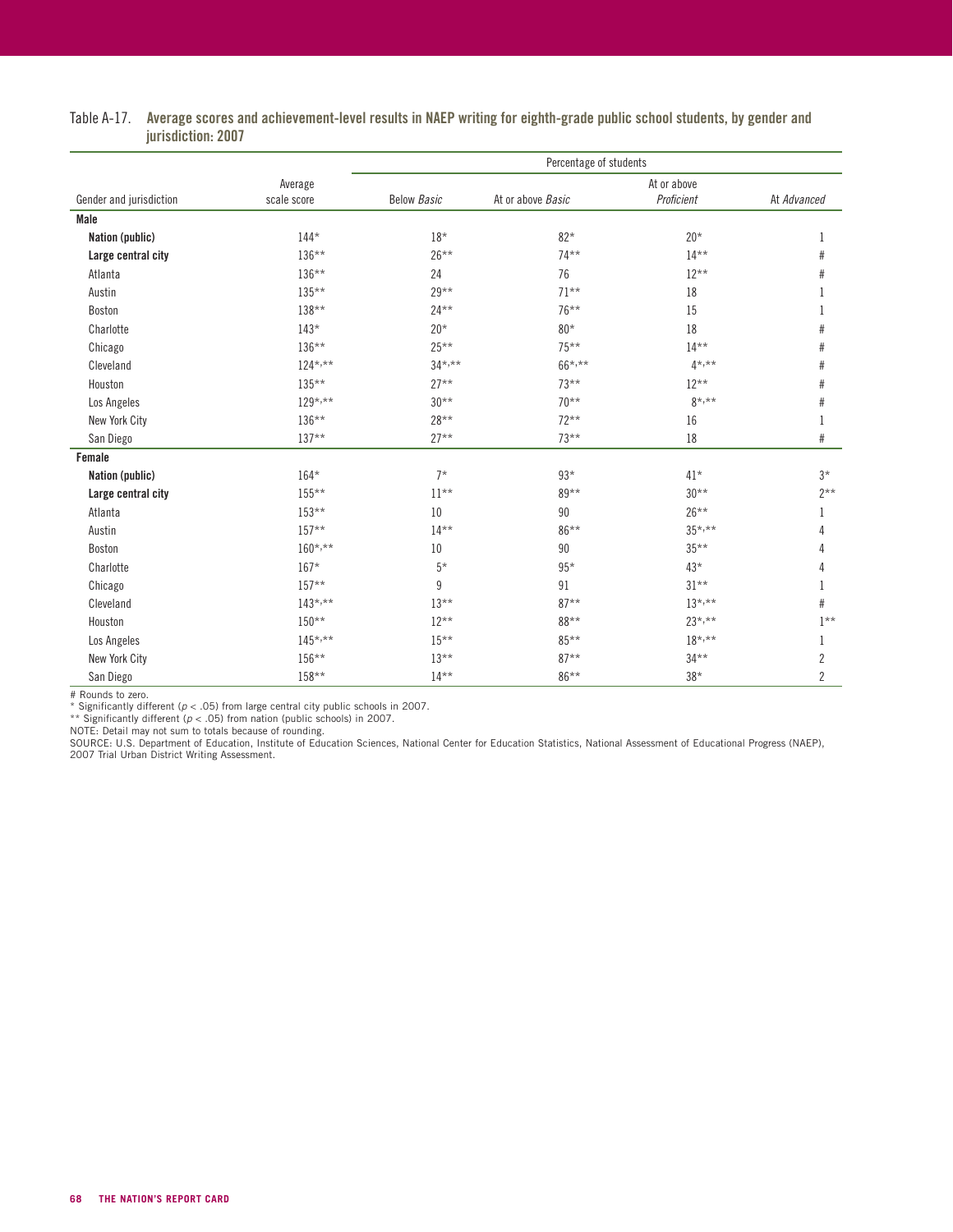Table A-17. **Average scores and achievement-level results in NAEP writing for eighth-grade public school students, by gender and jurisdiction: 2007**

| Gender and jurisdiction | Average scale score | Percentage of students | | | |
|---|---|---|---|---|---|
| | | Below *Basic* | At or above *Basic* | At or above *Proficient* | At *Advanced* |
| **Male** | | | | | |
| **Nation (public)** | 144* | 18* | 82* | 20* | 1 |
| **Large central city** | 136** | 26** | 74** | 14** | # |
| Atlanta | 136** | 24 | 76 | 12** | # |
| Austin | 135** | 29** | 71** | 18 | 1 |
| Boston | 138** | 24** | 76** | 15 | 1 |
| Charlotte | 143* | 20* | 80* | 18 | # |
| Chicago | 136** | 25** | 75** | 14** | # |
| Cleveland | 124*,** | 34*,** | 66*,** | 4*,** | # |
| Houston | 135** | 27** | 73** | 12** | # |
| Los Angeles | 129*,** | 30** | 70** | 8*,** | # |
| New York City | 136** | 28** | 72** | 16 | 1 |
| San Diego | 137** | 27** | 73** | 18 | # |
| **Female** | | | | | |
| **Nation (public)** | 164* | 7* | 93* | 41* | 3* |
| **Large central city** | 155** | 11** | 89** | 30** | 2** |
| Atlanta | 153** | 10 | 90 | 26** | 1 |
| Austin | 157** | 14** | 86** | 35*,** | 4 |
| Boston | 160*,** | 10 | 90 | 35** | 4 |
| Charlotte | 167* | 5* | 95* | 43* | 4 |
| Chicago | 157** | 9 | 91 | 31** | 1 |
| Cleveland | 143*,** | 13** | 87** | 13*,** | # |
| Houston | 150** | 12** | 88** | 23*,** | 1** |
| Los Angeles | 145*,** | 15** | 85** | 18*,** | 1 |
| New York City | 156** | 13** | 87** | 34** | 2 |
| San Diego | 158** | 14** | 86** | 38* | 2 |

# Rounds to zero.
* Significantly different ($p < .05$) from large central city public schools in 2007.
** Significantly different ($p < .05$) from nation (public schools) in 2007.
NOTE: Detail may not sum to totals because of rounding.
SOURCE: U.S. Department of Education, Institute of Education Sciences, National Center for Education Statistics, National Assessment of Educational Progress (NAEP), 2007 Trial Urban District Writing Assessment.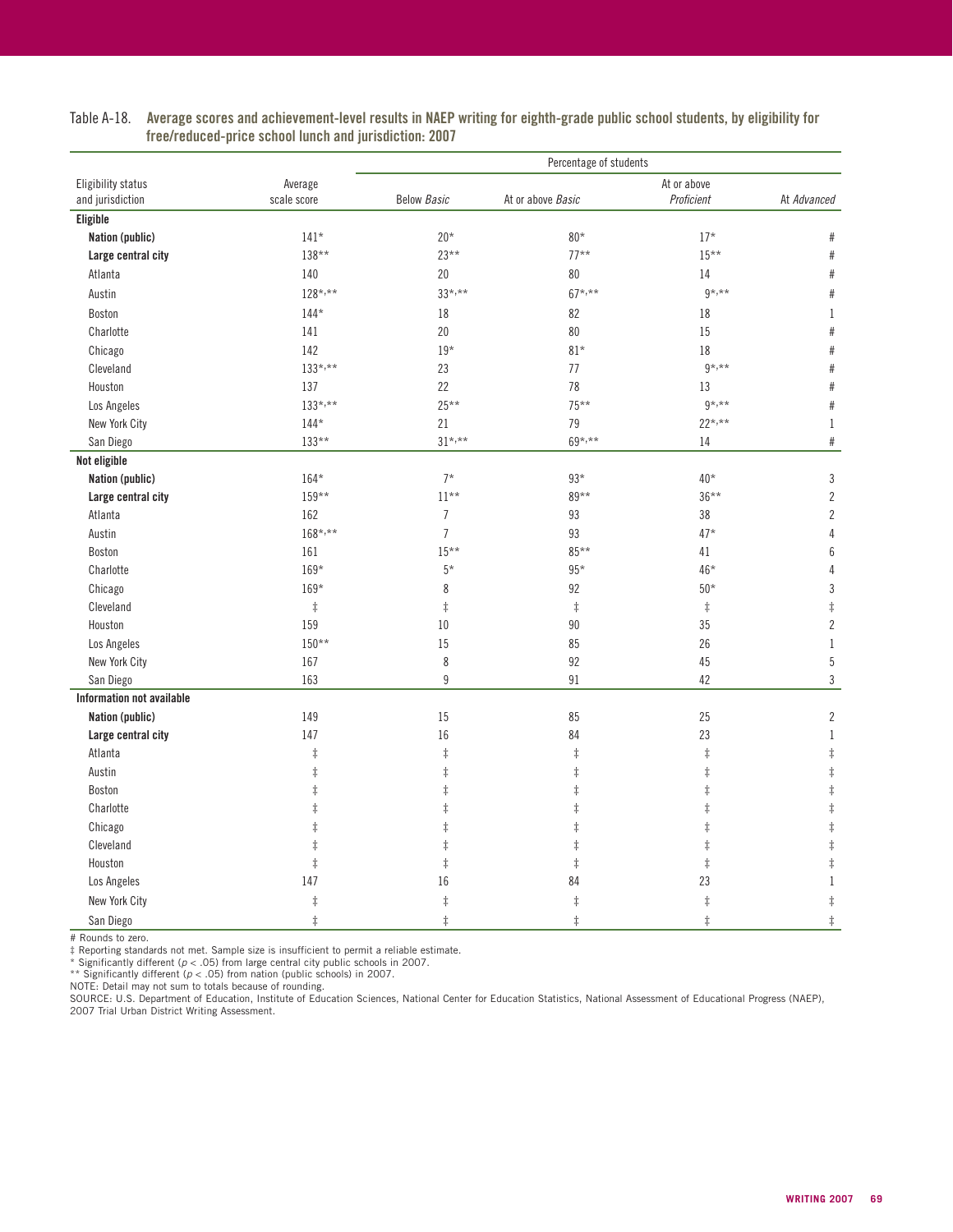Table A-18. **Average scores and achievement-level results in NAEP writing for eighth-grade public school students, by eligibility for free/reduced-price school lunch and jurisdiction: 2007**

| Eligibility status and jurisdiction | Average scale score | Percentage of students | | | |
|---|---|---|---|---|---|
| | | Below *Basic* | At or above *Basic* | At or above *Proficient* | At *Advanced* |
| **Eligible** | | | | | |
| **Nation (public)** | 141* | 20* | 80* | 17* | # |
| **Large central city** | 138** | 23** | 77** | 15** | # |
| Atlanta | 140 | 20 | 80 | 14 | # |
| Austin | 128*,** | 33*,** | 67*,** | 9*,** | # |
| Boston | 144* | 18 | 82 | 18 | 1 |
| Charlotte | 141 | 20 | 80 | 15 | # |
| Chicago | 142 | 19* | 81* | 18 | # |
| Cleveland | 133*,** | 23 | 77 | 9*,** | # |
| Houston | 137 | 22 | 78 | 13 | # |
| Los Angeles | 133*,** | 25** | 75** | 9*,** | # |
| New York City | 144* | 21 | 79 | 22*,** | 1 |
| San Diego | 133** | 31*,** | 69*,** | 14 | # |
| **Not eligible** | | | | | |
| **Nation (public)** | 164* | 7* | 93* | 40* | 3 |
| **Large central city** | 159** | 11** | 89** | 36** | 2 |
| Atlanta | 162 | 7 | 93 | 38 | 2 |
| Austin | 168*,** | 7 | 93 | 47* | 4 |
| Boston | 161 | 15** | 85** | 41 | 6 |
| Charlotte | 169* | 5* | 95* | 46* | 4 |
| Chicago | 169* | 8 | 92 | 50* | 3 |
| Cleveland | ‡ | ‡ | ‡ | ‡ | ‡ |
| Houston | 159 | 10 | 90 | 35 | 2 |
| Los Angeles | 150** | 15 | 85 | 26 | 1 |
| New York City | 167 | 8 | 92 | 45 | 5 |
| San Diego | 163 | 9 | 91 | 42 | 3 |
| **Information not available** | | | | | |
| **Nation (public)** | 149 | 15 | 85 | 25 | 2 |
| **Large central city** | 147 | 16 | 84 | 23 | 1 |
| Atlanta | ‡ | ‡ | ‡ | ‡ | ‡ |
| Austin | ‡ | ‡ | ‡ | ‡ | ‡ |
| Boston | ‡ | ‡ | ‡ | ‡ | ‡ |
| Charlotte | ‡ | ‡ | ‡ | ‡ | ‡ |
| Chicago | ‡ | ‡ | ‡ | ‡ | ‡ |
| Cleveland | ‡ | ‡ | ‡ | ‡ | ‡ |
| Houston | ‡ | ‡ | ‡ | ‡ | ‡ |
| Los Angeles | 147 | 16 | 84 | 23 | 1 |
| New York City | ‡ | ‡ | ‡ | ‡ | ‡ |
| San Diego | ‡ | ‡ | ‡ | ‡ | ‡ |

# Rounds to zero.
‡ Reporting standards not met. Sample size is insufficient to permit a reliable estimate.
* Significantly different ($p < .05$) from large central city public schools in 2007.
** Significantly different ($p < .05$) from nation (public schools) in 2007.
NOTE: Detail may not sum to totals because of rounding.
SOURCE: U.S. Department of Education, Institute of Education Sciences, National Center for Education Statistics, National Assessment of Educational Progress (NAEP), 2007 Trial Urban District Writing Assessment.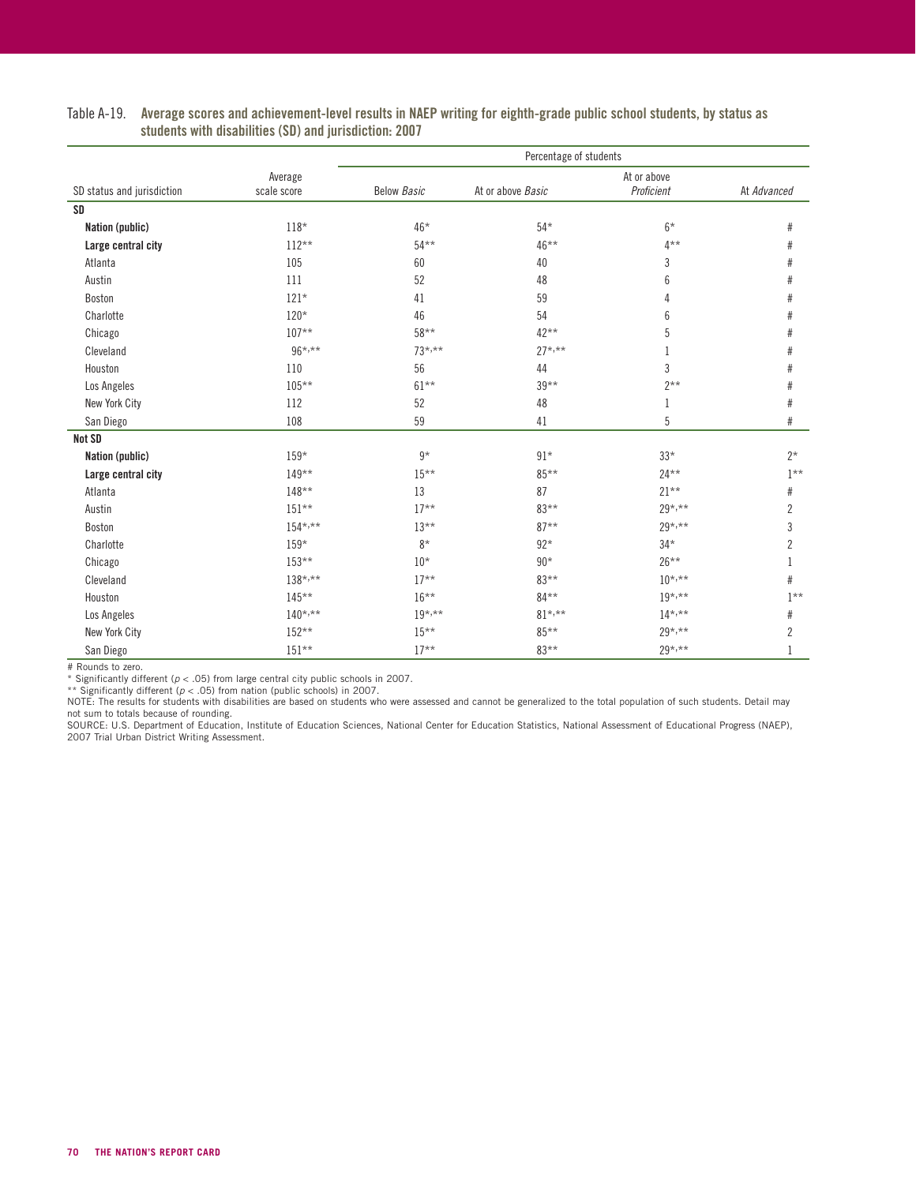Table A-19. **Average scores and achievement-level results in NAEP writing for eighth-grade public school students, by status as students with disabilities (SD) and jurisdiction: 2007**

| SD status and jurisdiction | Average scale score | Percentage of students | | | |
|---|---|---|---|---|---|
| | | Below *Basic* | At or above *Basic* | At or above *Proficient* | At *Advanced* |
| **SD** | | | | | |
| **Nation (public)** | 118* | 46* | 54* | 6* | # |
| **Large central city** | 112** | 54** | 46** | 4** | # |
| Atlanta | 105 | 60 | 40 | 3 | # |
| Austin | 111 | 52 | 48 | 6 | # |
| Boston | 121* | 41 | 59 | 4 | # |
| Charlotte | 120* | 46 | 54 | 6 | # |
| Chicago | 107** | 58** | 42** | 5 | # |
| Cleveland | 96*,** | 73*,** | 27*,** | 1 | # |
| Houston | 110 | 56 | 44 | 3 | # |
| Los Angeles | 105** | 61** | 39** | 2** | # |
| New York City | 112 | 52 | 48 | 1 | # |
| San Diego | 108 | 59 | 41 | 5 | # |
| **Not SD** | | | | | |
| **Nation (public)** | 159* | 9* | 91* | 33* | 2* |
| **Large central city** | 149** | 15** | 85** | 24** | 1** |
| Atlanta | 148** | 13 | 87 | 21** | # |
| Austin | 151** | 17** | 83** | 29*,** | 2 |
| Boston | 154*,** | 13** | 87** | 29*,** | 3 |
| Charlotte | 159* | 8* | 92* | 34* | 2 |
| Chicago | 153** | 10* | 90* | 26** | 1 |
| Cleveland | 138*,** | 17** | 83** | 10*,** | # |
| Houston | 145** | 16** | 84** | 19*,** | 1** |
| Los Angeles | 140*,** | 19*,** | 81*,** | 14*,** | # |
| New York City | 152** | 15** | 85** | 29*,** | 2 |
| San Diego | 151** | 17** | 83** | 29*,** | 1 |

# Rounds to zero.
* Significantly different ($p < .05$) from large central city public schools in 2007.
** Significantly different ($p < .05$) from nation (public schools) in 2007.
NOTE: The results for students with disabilities are based on students who were assessed and cannot be generalized to the total population of such students. Detail may not sum to totals because of rounding.
SOURCE: U.S. Department of Education, Institute of Education Sciences, National Center for Education Statistics, National Assessment of Educational Progress (NAEP), 2007 Trial Urban District Writing Assessment.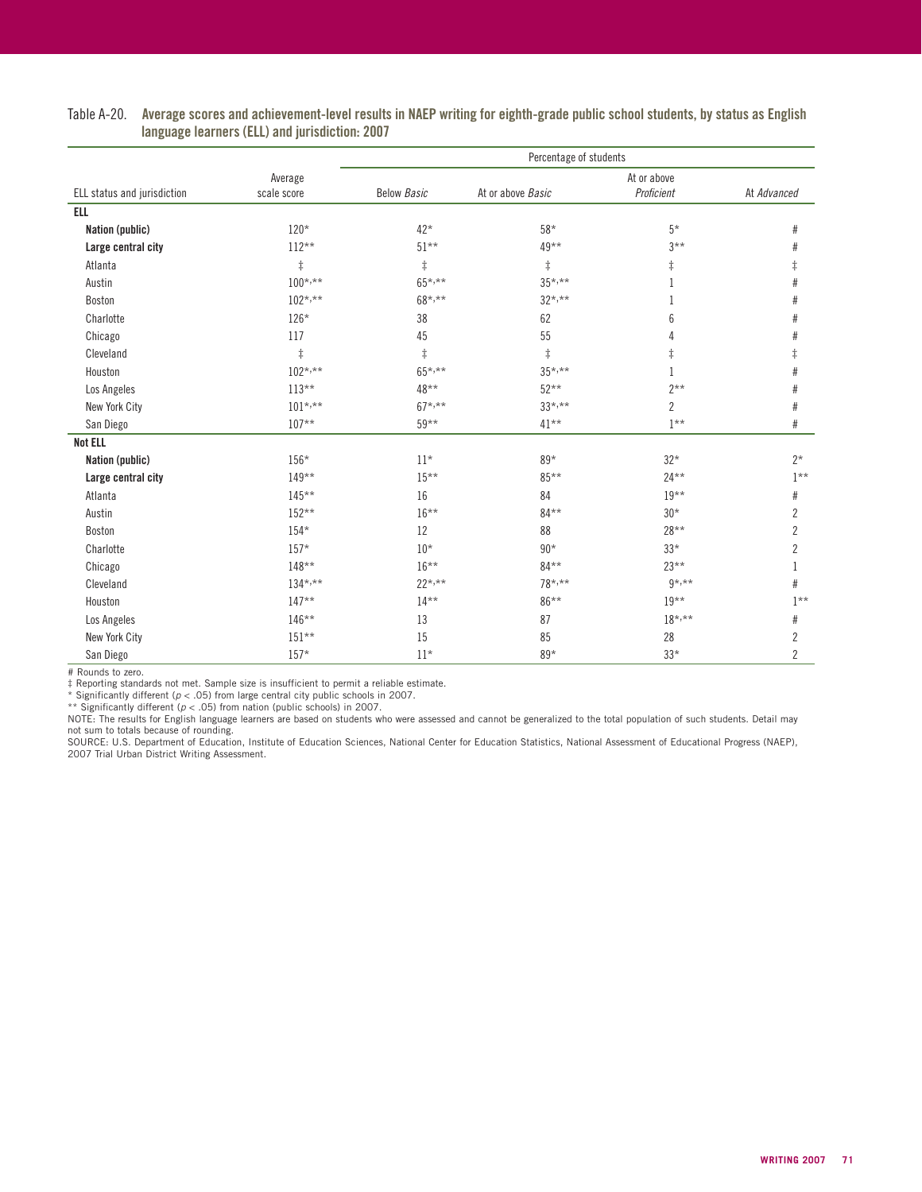Table A-20. **Average scores and achievement-level results in NAEP writing for eighth-grade public school students, by status as English language learners (ELL) and jurisdiction: 2007**

| ELL status and jurisdiction | Average scale score | Percentage of students: Below *Basic* | At or above *Basic* | At or above *Proficient* | At *Advanced* |
|---|---|---|---|---|---|
| **ELL** | | | | | |
| **Nation (public)** | 120* | 42* | 58* | 5* | # |
| **Large central city** | 112** | 51** | 49** | 3** | # |
| Atlanta | ‡ | ‡ | ‡ | ‡ | ‡ |
| Austin | 100*,** | 65*,** | 35*,** | 1 | # |
| Boston | 102*,** | 68*,** | 32*,** | 1 | # |
| Charlotte | 126* | 38 | 62 | 6 | # |
| Chicago | 117 | 45 | 55 | 4 | # |
| Cleveland | ‡ | ‡ | ‡ | ‡ | ‡ |
| Houston | 102*,** | 65*,** | 35*,** | 1 | # |
| Los Angeles | 113** | 48** | 52** | 2** | # |
| New York City | 101*,** | 67*,** | 33*,** | 2 | # |
| San Diego | 107** | 59** | 41** | 1** | # |
| **Not ELL** | | | | | |
| **Nation (public)** | 156* | 11* | 89* | 32* | 2* |
| **Large central city** | 149** | 15** | 85** | 24** | 1** |
| Atlanta | 145** | 16 | 84 | 19** | # |
| Austin | 152** | 16** | 84** | 30* | 2 |
| Boston | 154* | 12 | 88 | 28** | 2 |
| Charlotte | 157* | 10* | 90* | 33* | 2 |
| Chicago | 148** | 16** | 84** | 23** | 1 |
| Cleveland | 134*,** | 22*,** | 78*,** | 9*,** | # |
| Houston | 147** | 14** | 86** | 19** | 1** |
| Los Angeles | 146** | 13 | 87 | 18*,** | # |
| New York City | 151** | 15 | 85 | 28 | 2 |
| San Diego | 157* | 11* | 89* | 33* | 2 |

\# Rounds to zero.

‡ Reporting standards not met. Sample size is insufficient to permit a reliable estimate.

\* Significantly different ($p < .05$) from large central city public schools in 2007.

\*\* Significantly different ($p < .05$) from nation (public schools) in 2007.

NOTE: The results for English language learners are based on students who were assessed and cannot be generalized to the total population of such students. Detail may not sum to totals because of rounding.

SOURCE: U.S. Department of Education, Institute of Education Sciences, National Center for Education Statistics, National Assessment of Educational Progress (NAEP), 2007 Trial Urban District Writing Assessment.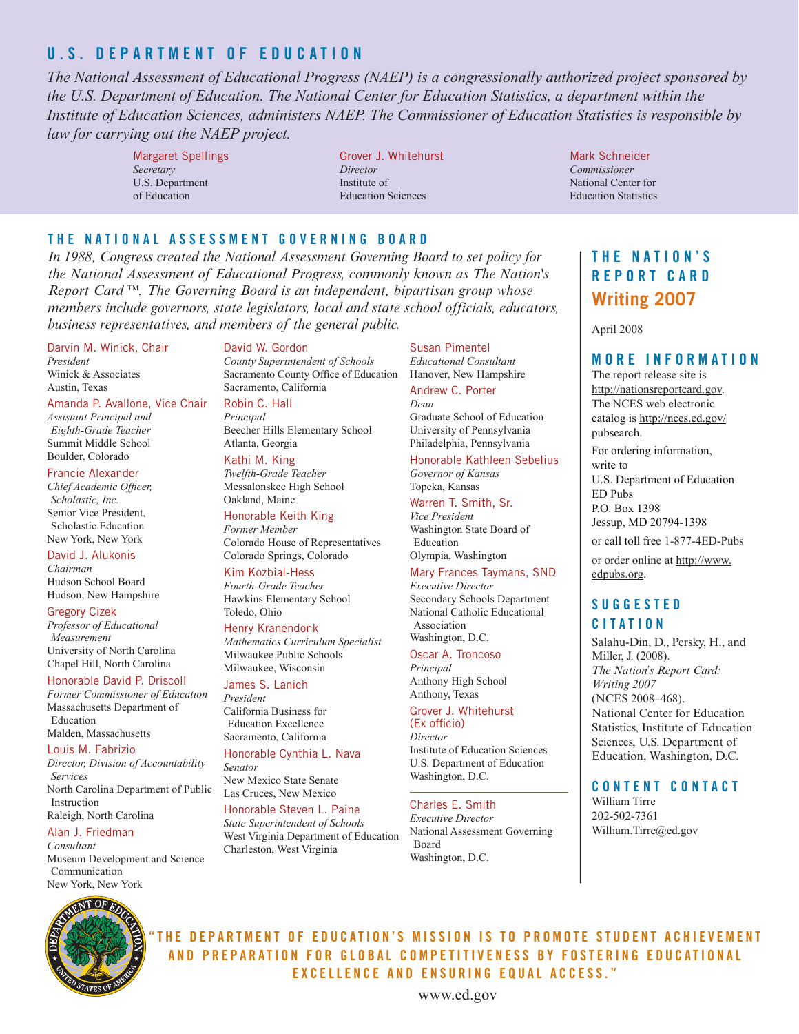## U.S. DEPARTMENT OF EDUCATION

*The National Assessment of Educational Progress (NAEP) is a congressionally authorized project sponsored by the U.S. Department of Education. The National Center for Education Statistics, a department within the Institute of Education Sciences, administers NAEP. The Commissioner of Education Statistics is responsible by law for carrying out the NAEP project.*

Margaret Spellings
*Secretary*
U.S. Department of Education

Grover J. Whitehurst
*Director*
Institute of Education Sciences

Mark Schneider
*Commissioner*
National Center for Education Statistics

## THE NATIONAL ASSESSMENT GOVERNING BOARD

*In 1988, Congress created the National Assessment Governing Board to set policy for the National Assessment of Educational Progress, commonly known as The Nation's Report Card™. The Governing Board is an independent, bipartisan group whose members include governors, state legislators, local and state school officials, educators, business representatives, and members of the general public.*

Darvin M. Winick, Chair
*President*
Winick & Associates
Austin, Texas

Amanda P. Avallone, Vice Chair
*Assistant Principal and Eighth-Grade Teacher*
Summit Middle School
Boulder, Colorado

Francie Alexander
*Chief Academic Officer, Scholastic, Inc.*
Senior Vice President, Scholastic Education
New York, New York

David J. Alukonis
*Chairman*
Hudson School Board
Hudson, New Hampshire

Gregory Cizek
*Professor of Educational Measurement*
University of North Carolina
Chapel Hill, North Carolina

Honorable David P. Driscoll
*Former Commissioner of Education*
Massachusetts Department of Education
Malden, Massachusetts

Louis M. Fabrizio
*Director, Division of Accountability Services*
North Carolina Department of Public Instruction
Raleigh, North Carolina

Alan J. Friedman
*Consultant*
Museum Development and Science Communication
New York, New York

David W. Gordon
*County Superintendent of Schools*
Sacramento County Office of Education
Sacramento, California

Robin C. Hall
*Principal*
Beecher Hills Elementary School
Atlanta, Georgia

Kathi M. King
*Twelfth-Grade Teacher*
Messalonskee High School
Oakland, Maine

Honorable Keith King
*Former Member*
Colorado House of Representatives
Colorado Springs, Colorado

Kim Kozbial-Hess
*Fourth-Grade Teacher*
Hawkins Elementary School
Toledo, Ohio

Henry Kranendonk
*Mathematics Curriculum Specialist*
Milwaukee Public Schools
Milwaukee, Wisconsin

James S. Lanich
*President*
California Business for Education Excellence
Sacramento, California

Honorable Cynthia L. Nava
*Senator*
New Mexico State Senate
Las Cruces, New Mexico

Honorable Steven L. Paine
*State Superintendent of Schools*
West Virginia Department of Education
Charleston, West Virginia

Susan Pimentel
*Educational Consultant*
Hanover, New Hampshire

Andrew C. Porter
*Dean*
Graduate School of Education
University of Pennsylvania
Philadelphia, Pennsylvania

Honorable Kathleen Sebelius
*Governor of Kansas*
Topeka, Kansas

Warren T. Smith, Sr.
*Vice President*
Washington State Board of Education
Olympia, Washington

Mary Frances Taymans, SND
*Executive Director*
Secondary Schools Department
National Catholic Educational Association
Washington, D.C.

Oscar A. Troncoso
*Principal*
Anthony High School
Anthony, Texas

Grover J. Whitehurst (Ex officio)
*Director*
Institute of Education Sciences
U.S. Department of Education
Washington, D.C.

---

Charles E. Smith
*Executive Director*
National Assessment Governing Board
Washington, D.C.

## THE NATION'S REPORT CARD

## Writing 2007

April 2008

### MORE INFORMATION

The report release site is http://nationsreportcard.gov. The NCES web electronic catalog is http://nces.ed.gov/pubsearch.

For ordering information, write to
U.S. Department of Education
ED Pubs
P.O. Box 1398
Jessup, MD 20794-1398

or call toll free 1-877-4ED-Pubs

or order online at http://www.edpubs.org.

### SUGGESTED CITATION

Salahu-Din, D., Persky, H., and Miller, J. (2008).
*The Nation's Report Card: Writing 2007*
(NCES 2008–468).
National Center for Education Statistics, Institute of Education Sciences, U.S. Department of Education, Washington, D.C.

### CONTENT CONTACT

William Tirre
202-502-7361
William.Tirre@ed.gov

**"THE DEPARTMENT OF EDUCATION'S MISSION IS TO PROMOTE STUDENT ACHIEVEMENT AND PREPARATION FOR GLOBAL COMPETITIVENESS BY FOSTERING EDUCATIONAL EXCELLENCE AND ENSURING EQUAL ACCESS."**

www.ed.gov